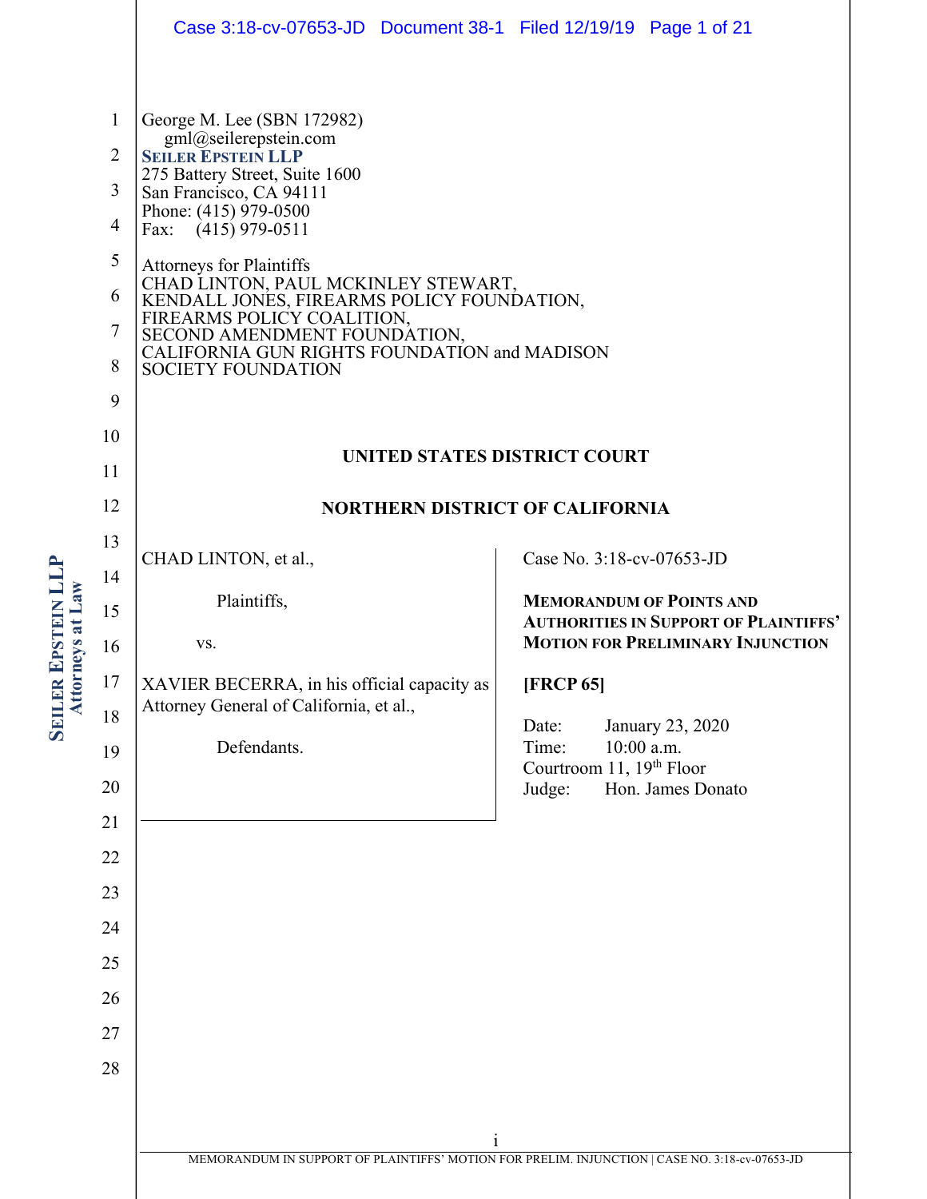George M. Lee (SBN 172982)
gml@seilerepstein.com
**SEILER EPSTEIN LLP**
275 Battery Street, Suite 1600
San Francisco, CA 94111
Phone: (415) 979-0500
Fax: (415) 979-0511

Attorneys for Plaintiffs
CHAD LINTON, PAUL MCKINLEY STEWART,
KENDALL JONES, FIREARMS POLICY FOUNDATION,
FIREARMS POLICY COALITION,
SECOND AMENDMENT FOUNDATION,
CALIFORNIA GUN RIGHTS FOUNDATION and MADISON
SOCIETY FOUNDATION

**UNITED STATES DISTRICT COURT**

**NORTHERN DISTRICT OF CALIFORNIA**

CHAD LINTON, et al.,

Plaintiffs,

vs.

XAVIER BECERRA, in his official capacity as Attorney General of California, et al.,

Defendants.

Case No. 3:18-cv-07653-JD

**MEMORANDUM OF POINTS AND AUTHORITIES IN SUPPORT OF PLAINTIFFS' MOTION FOR PRELIMINARY INJUNCTION**

**[FRCP 65]**

Date: January 23, 2020
Time: 10:00 a.m.
Courtroom 11, 19th Floor
Judge: Hon. James Donato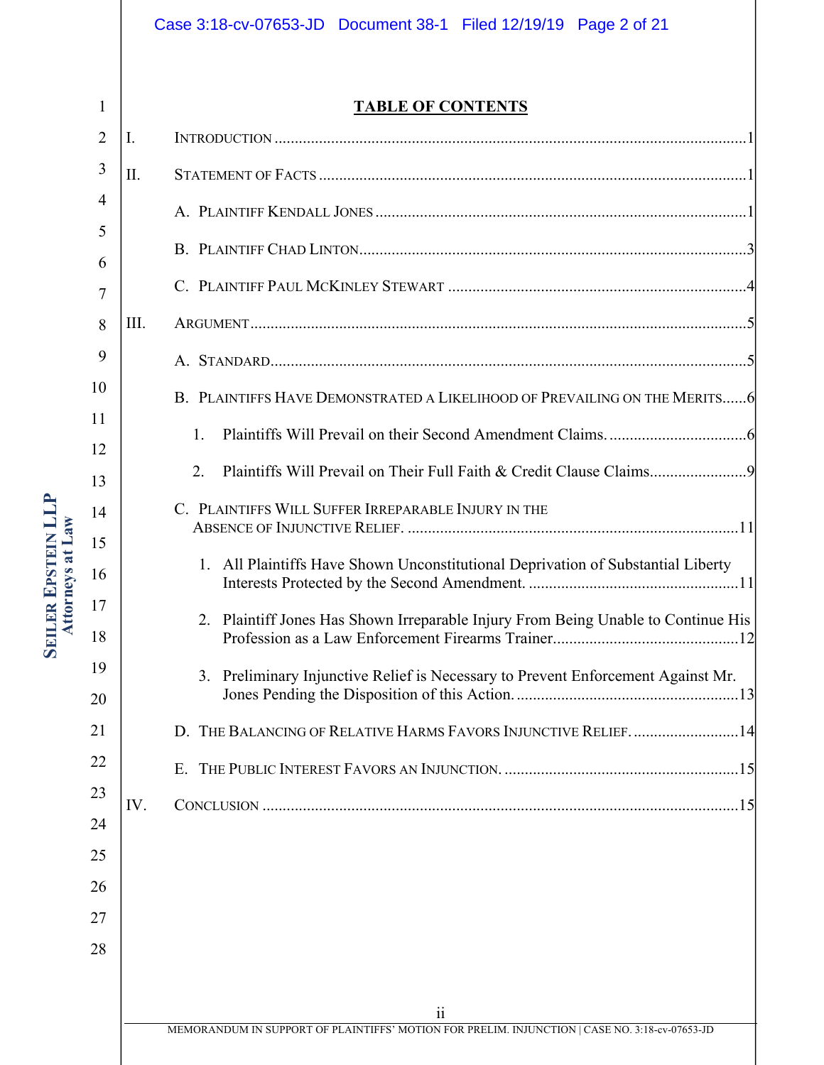## TABLE OF CONTENTS

I. INTRODUCTION ..... 1

II. STATEMENT OF FACTS ..... 1

- A. PLAINTIFF KENDALL JONES ..... 1
- B. PLAINTIFF CHAD LINTON ..... 3
- C. PLAINTIFF PAUL MCKINLEY STEWART ..... 4

III. ARGUMENT ..... 5

- A. STANDARD ..... 5
- B. PLAINTIFFS HAVE DEMONSTRATED A LIKELIHOOD OF PREVAILING ON THE MERITS ..... 6
  1. Plaintiffs Will Prevail on their Second Amendment Claims. ..... 6
  2. Plaintiffs Will Prevail on Their Full Faith & Credit Clause Claims ..... 9
- C. PLAINTIFFS WILL SUFFER IRREPARABLE INJURY IN THE ABSENCE OF INJUNCTIVE RELIEF. ..... 11
  1. All Plaintiffs Have Shown Unconstitutional Deprivation of Substantial Liberty Interests Protected by the Second Amendment. ..... 11
  2. Plaintiff Jones Has Shown Irreparable Injury From Being Unable to Continue His Profession as a Law Enforcement Firearms Trainer ..... 12
  3. Preliminary Injunctive Relief is Necessary to Prevent Enforcement Against Mr. Jones Pending the Disposition of this Action. ..... 13
- D. THE BALANCING OF RELATIVE HARMS FAVORS INJUNCTIVE RELIEF. ..... 14
- E. THE PUBLIC INTEREST FAVORS AN INJUNCTION. ..... 15

IV. CONCLUSION ..... 15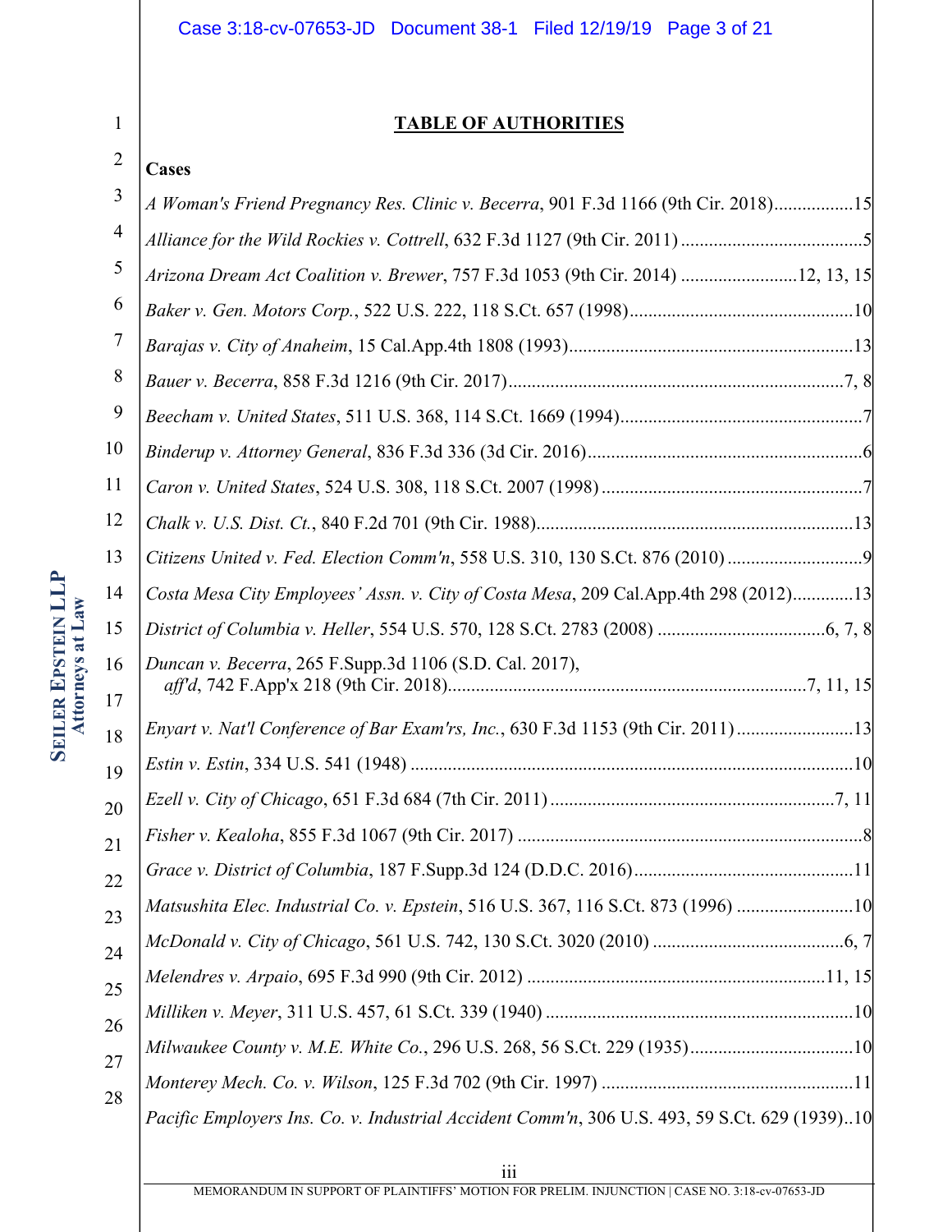## TABLE OF AUTHORITIES

**Cases**

*A Woman's Friend Pregnancy Res. Clinic v. Becerra*, 901 F.3d 1166 (9th Cir. 2018)....................15

*Alliance for the Wild Rockies v. Cottrell*, 632 F.3d 1127 (9th Cir. 2011) ....................5

*Arizona Dream Act Coalition v. Brewer*, 757 F.3d 1053 (9th Cir. 2014) ....................12, 13, 15

*Baker v. Gen. Motors Corp.*, 522 U.S. 222, 118 S.Ct. 657 (1998)....................10

*Barajas v. City of Anaheim*, 15 Cal.App.4th 1808 (1993)....................13

*Bauer v. Becerra*, 858 F.3d 1216 (9th Cir. 2017)....................7, 8

*Beecham v. United States*, 511 U.S. 368, 114 S.Ct. 1669 (1994)....................7

*Binderup v. Attorney General*, 836 F.3d 336 (3d Cir. 2016)....................6

*Caron v. United States*, 524 U.S. 308, 118 S.Ct. 2007 (1998) ....................7

*Chalk v. U.S. Dist. Ct.*, 840 F.2d 701 (9th Cir. 1988)....................13

*Citizens United v. Fed. Election Comm'n*, 558 U.S. 310, 130 S.Ct. 876 (2010) ....................9

*Costa Mesa City Employees' Assn. v. City of Costa Mesa*, 209 Cal.App.4th 298 (2012)....................13

*District of Columbia v. Heller*, 554 U.S. 570, 128 S.Ct. 2783 (2008) ....................6, 7, 8

*Duncan v. Becerra*, 265 F.Supp.3d 1106 (S.D. Cal. 2017), *aff'd*, 742 F.App'x 218 (9th Cir. 2018)....................7, 11, 15

*Enyart v. Nat'l Conference of Bar Exam'rs, Inc.*, 630 F.3d 1153 (9th Cir. 2011) ....................13

*Estin v. Estin*, 334 U.S. 541 (1948) ....................10

*Ezell v. City of Chicago*, 651 F.3d 684 (7th Cir. 2011) ....................7, 11

*Fisher v. Kealoha*, 855 F.3d 1067 (9th Cir. 2017) ....................8

*Grace v. District of Columbia*, 187 F.Supp.3d 124 (D.D.C. 2016)....................11

*Matsushita Elec. Industrial Co. v. Epstein*, 516 U.S. 367, 116 S.Ct. 873 (1996) ....................10

*McDonald v. City of Chicago*, 561 U.S. 742, 130 S.Ct. 3020 (2010) ....................6, 7

*Melendres v. Arpaio*, 695 F.3d 990 (9th Cir. 2012) ....................11, 15

*Milliken v. Meyer*, 311 U.S. 457, 61 S.Ct. 339 (1940) ....................10

*Milwaukee County v. M.E. White Co.*, 296 U.S. 268, 56 S.Ct. 229 (1935)....................10

*Monterey Mech. Co. v. Wilson*, 125 F.3d 702 (9th Cir. 1997) ....................11

*Pacific Employers Ins. Co. v. Industrial Accident Comm'n*, 306 U.S. 493, 59 S.Ct. 629 (1939)..10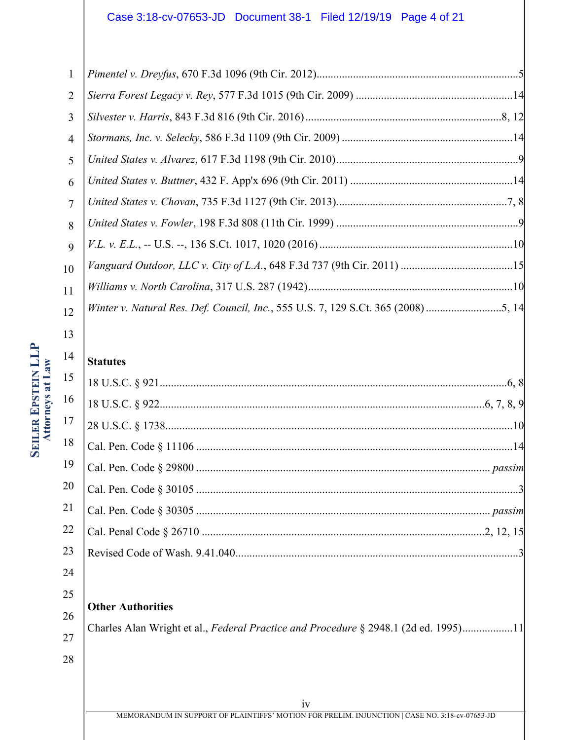*Pimentel v. Dreyfus*, 670 F.3d 1096 (9th Cir. 2012)........................................................................5

*Sierra Forest Legacy v. Rey*, 577 F.3d 1015 (9th Cir. 2009) ........................................................14

*Silvester v. Harris*, 843 F.3d 816 (9th Cir. 2016)......................................................................8, 12

*Stormans, Inc. v. Selecky*, 586 F.3d 1109 (9th Cir. 2009) .............................................................14

*United States v. Alvarez*, 617 F.3d 1198 (9th Cir. 2010).................................................................9

*United States v. Buttner*, 432 F. App'x 696 (9th Cir. 2011) ..........................................................14

*United States v. Chovan*, 735 F.3d 1127 (9th Cir. 2013).............................................................7, 8

*United States v. Fowler*, 198 F.3d 808 (11th Cir. 1999) .................................................................9

*V.L. v. E.L.*, -- U.S. --, 136 S.Ct. 1017, 1020 (2016) .....................................................................10

*Vanguard Outdoor, LLC v. City of L.A.*, 648 F.3d 737 (9th Cir. 2011) ........................................15

*Williams v. North Carolina*, 317 U.S. 287 (1942).........................................................................10

*Winter v. Natural Res. Def. Council, Inc.*, 555 U.S. 7, 129 S.Ct. 365 (2008) ...........................5, 14

**Statutes**

18 U.S.C. § 921...........................................................................................................................6, 8

18 U.S.C. § 922..................................................................................................................6, 7, 8, 9

28 U.S.C. § 1738...........................................................................................................................10

Cal. Pen. Code § 11106 .................................................................................................................14

Cal. Pen. Code § 29800 ........................................................................................................ *passim*

Cal. Pen. Code § 30105 ...................................................................................................................3

Cal. Pen. Code § 30305 ........................................................................................................ *passim*

Cal. Penal Code § 26710 ...................................................................................................2, 12, 15

Revised Code of Wash. 9.41.040.....................................................................................................3

**Other Authorities**

Charles Alan Wright et al., *Federal Practice and Procedure* § 2948.1 (2d ed. 1995)..................11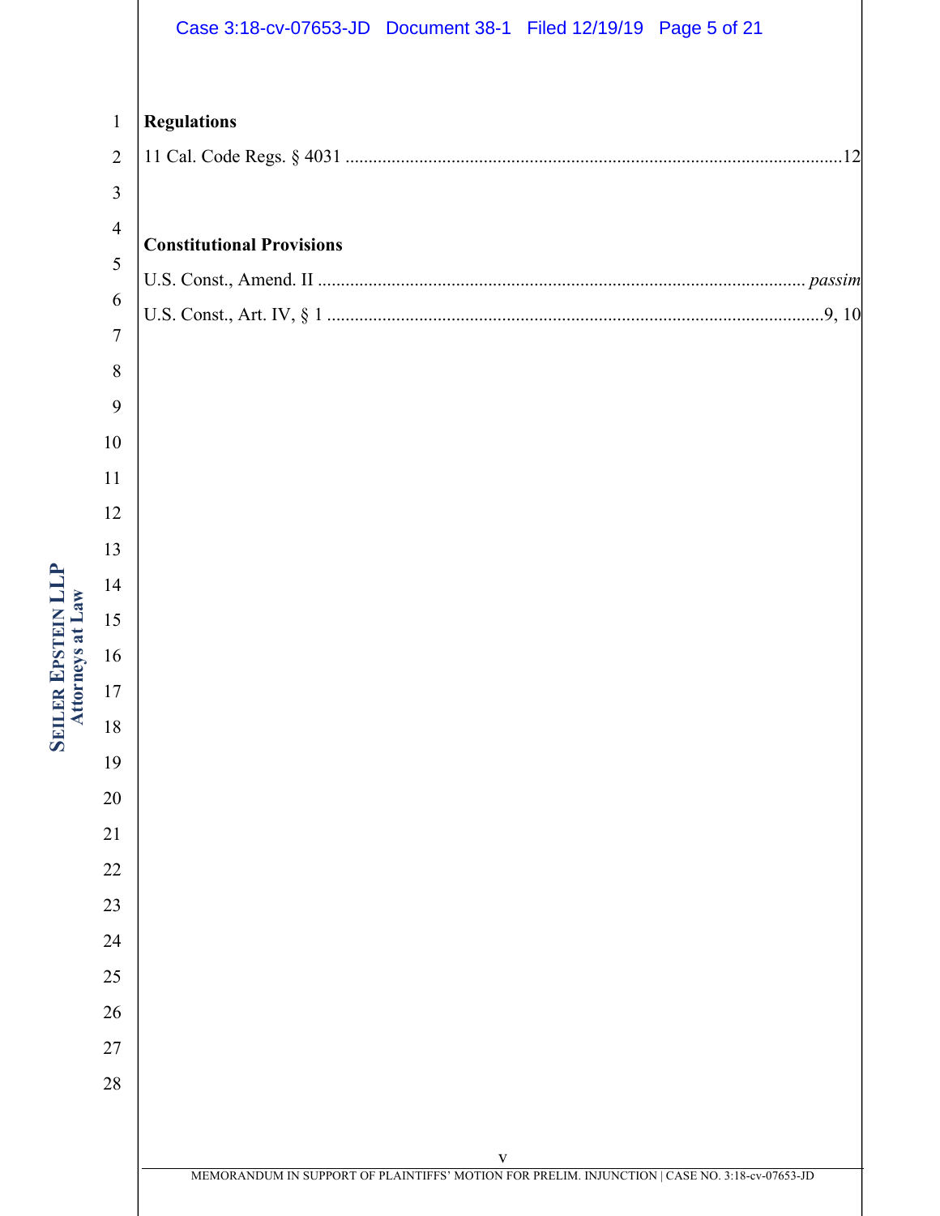**Regulations**

11 Cal. Code Regs. § 4031 ........................................................................................................12

**Constitutional Provisions**

U.S. Const., Amend. II ........................................................................................................ *passim*

U.S. Const., Art. IV, § 1 ........................................................................................................9, 10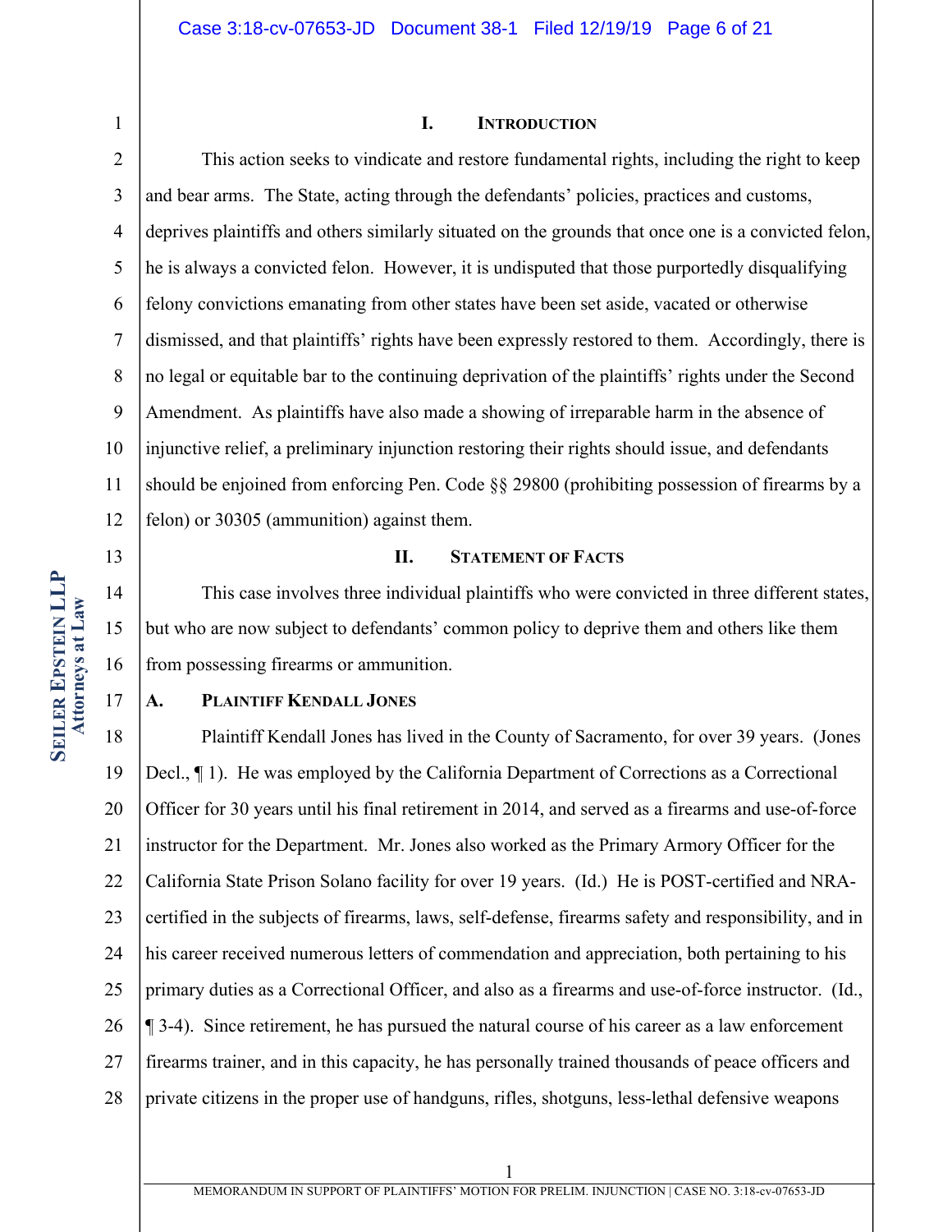## I. INTRODUCTION

This action seeks to vindicate and restore fundamental rights, including the right to keep and bear arms. The State, acting through the defendants' policies, practices and customs, deprives plaintiffs and others similarly situated on the grounds that once one is a convicted felon, he is always a convicted felon. However, it is undisputed that those purportedly disqualifying felony convictions emanating from other states have been set aside, vacated or otherwise dismissed, and that plaintiffs' rights have been expressly restored to them. Accordingly, there is no legal or equitable bar to the continuing deprivation of the plaintiffs' rights under the Second Amendment. As plaintiffs have also made a showing of irreparable harm in the absence of injunctive relief, a preliminary injunction restoring their rights should issue, and defendants should be enjoined from enforcing Pen. Code §§ 29800 (prohibiting possession of firearms by a felon) or 30305 (ammunition) against them.

## II. STATEMENT OF FACTS

This case involves three individual plaintiffs who were convicted in three different states, but who are now subject to defendants' common policy to deprive them and others like them from possessing firearms or ammunition.

### A. PLAINTIFF KENDALL JONES

Plaintiff Kendall Jones has lived in the County of Sacramento, for over 39 years. (Jones Decl., ¶ 1). He was employed by the California Department of Corrections as a Correctional Officer for 30 years until his final retirement in 2014, and served as a firearms and use-of-force instructor for the Department. Mr. Jones also worked as the Primary Armory Officer for the California State Prison Solano facility for over 19 years. (Id.) He is POST-certified and NRA-certified in the subjects of firearms, laws, self-defense, firearms safety and responsibility, and in his career received numerous letters of commendation and appreciation, both pertaining to his primary duties as a Correctional Officer, and also as a firearms and use-of-force instructor. (Id., ¶ 3-4). Since retirement, he has pursued the natural course of his career as a law enforcement firearms trainer, and in this capacity, he has personally trained thousands of peace officers and private citizens in the proper use of handguns, rifles, shotguns, less-lethal defensive weapons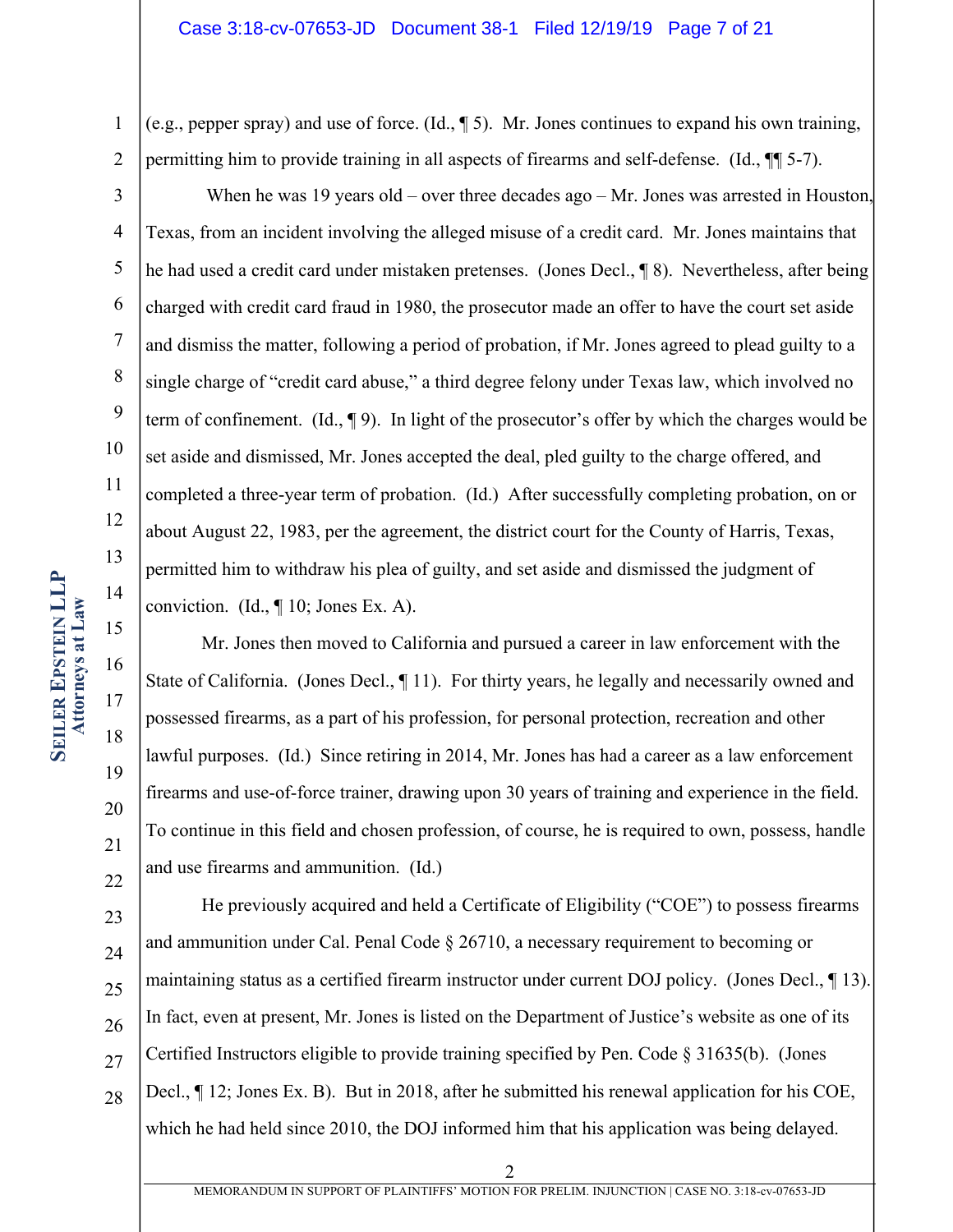(e.g., pepper spray) and use of force. (Id., ¶ 5). Mr. Jones continues to expand his own training, permitting him to provide training in all aspects of firearms and self-defense. (Id., ¶¶ 5-7).

When he was 19 years old – over three decades ago – Mr. Jones was arrested in Houston, Texas, from an incident involving the alleged misuse of a credit card. Mr. Jones maintains that he had used a credit card under mistaken pretenses. (Jones Decl., ¶ 8). Nevertheless, after being charged with credit card fraud in 1980, the prosecutor made an offer to have the court set aside and dismiss the matter, following a period of probation, if Mr. Jones agreed to plead guilty to a single charge of "credit card abuse," a third degree felony under Texas law, which involved no term of confinement. (Id., ¶ 9). In light of the prosecutor's offer by which the charges would be set aside and dismissed, Mr. Jones accepted the deal, pled guilty to the charge offered, and completed a three-year term of probation. (Id.) After successfully completing probation, on or about August 22, 1983, per the agreement, the district court for the County of Harris, Texas, permitted him to withdraw his plea of guilty, and set aside and dismissed the judgment of conviction. (Id., ¶ 10; Jones Ex. A).

Mr. Jones then moved to California and pursued a career in law enforcement with the State of California. (Jones Decl., ¶ 11). For thirty years, he legally and necessarily owned and possessed firearms, as a part of his profession, for personal protection, recreation and other lawful purposes. (Id.) Since retiring in 2014, Mr. Jones has had a career as a law enforcement firearms and use-of-force trainer, drawing upon 30 years of training and experience in the field. To continue in this field and chosen profession, of course, he is required to own, possess, handle and use firearms and ammunition. (Id.)

He previously acquired and held a Certificate of Eligibility ("COE") to possess firearms and ammunition under Cal. Penal Code § 26710, a necessary requirement to becoming or maintaining status as a certified firearm instructor under current DOJ policy. (Jones Decl., ¶ 13). In fact, even at present, Mr. Jones is listed on the Department of Justice's website as one of its Certified Instructors eligible to provide training specified by Pen. Code § 31635(b). (Jones Decl., ¶ 12; Jones Ex. B). But in 2018, after he submitted his renewal application for his COE, which he had held since 2010, the DOJ informed him that his application was being delayed.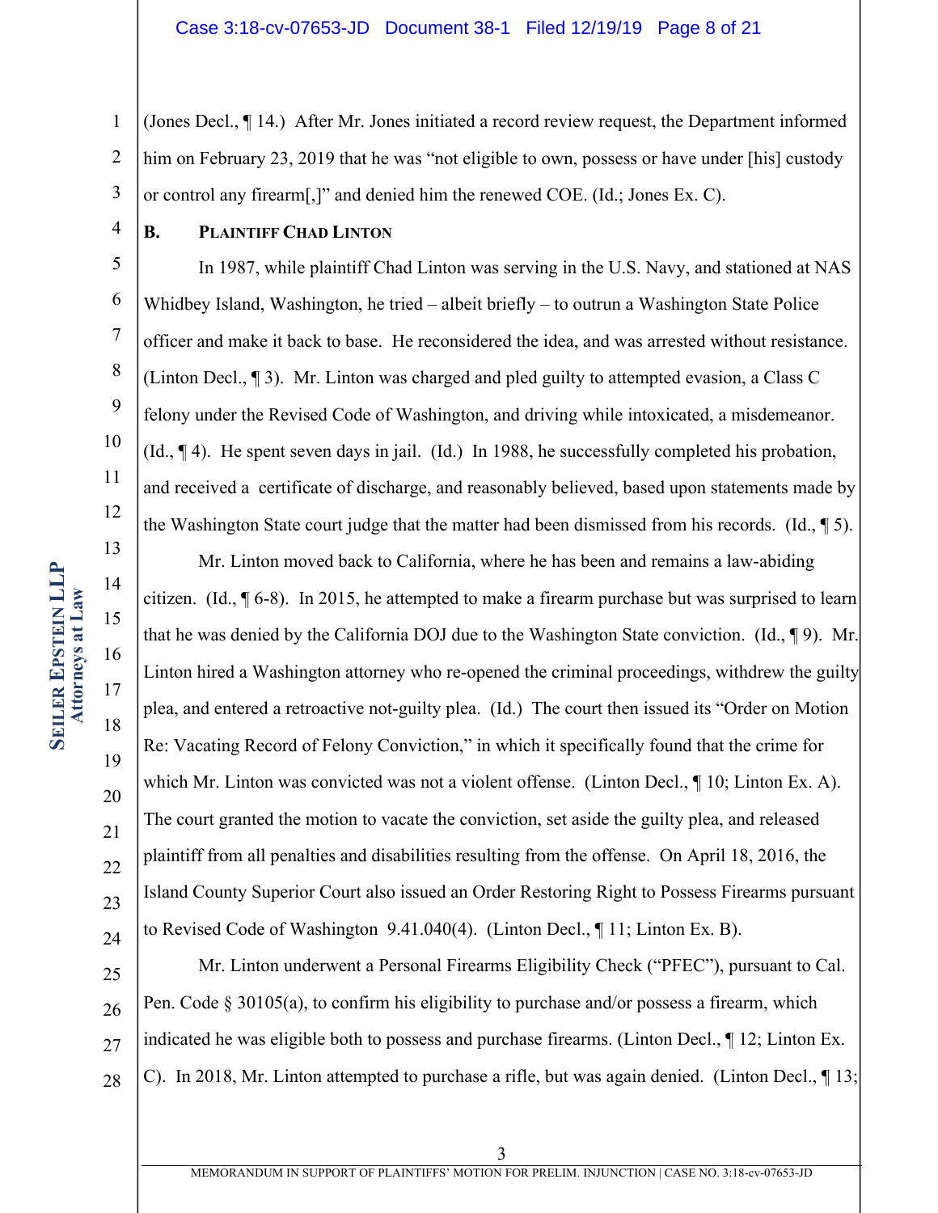(Jones Decl., ¶ 14.) After Mr. Jones initiated a record review request, the Department informed him on February 23, 2019 that he was "not eligible to own, possess or have under [his] custody or control any firearm[,]" and denied him the renewed COE. (Id.; Jones Ex. C).

### B. PLAINTIFF CHAD LINTON

In 1987, while plaintiff Chad Linton was serving in the U.S. Navy, and stationed at NAS Whidbey Island, Washington, he tried – albeit briefly – to outrun a Washington State Police officer and make it back to base. He reconsidered the idea, and was arrested without resistance. (Linton Decl., ¶ 3). Mr. Linton was charged and pled guilty to attempted evasion, a Class C felony under the Revised Code of Washington, and driving while intoxicated, a misdemeanor. (Id., ¶ 4). He spent seven days in jail. (Id.) In 1988, he successfully completed his probation, and received a certificate of discharge, and reasonably believed, based upon statements made by the Washington State court judge that the matter had been dismissed from his records. (Id., ¶ 5).

Mr. Linton moved back to California, where he has been and remains a law-abiding citizen. (Id., ¶ 6-8). In 2015, he attempted to make a firearm purchase but was surprised to learn that he was denied by the California DOJ due to the Washington State conviction. (Id., ¶ 9). Mr. Linton hired a Washington attorney who re-opened the criminal proceedings, withdrew the guilty plea, and entered a retroactive not-guilty plea. (Id.) The court then issued its "Order on Motion Re: Vacating Record of Felony Conviction," in which it specifically found that the crime for which Mr. Linton was convicted was not a violent offense. (Linton Decl., ¶ 10; Linton Ex. A). The court granted the motion to vacate the conviction, set aside the guilty plea, and released plaintiff from all penalties and disabilities resulting from the offense. On April 18, 2016, the Island County Superior Court also issued an Order Restoring Right to Possess Firearms pursuant to Revised Code of Washington 9.41.040(4). (Linton Decl., ¶ 11; Linton Ex. B).

Mr. Linton underwent a Personal Firearms Eligibility Check ("PFEC"), pursuant to Cal. Pen. Code § 30105(a), to confirm his eligibility to purchase and/or possess a firearm, which indicated he was eligible both to possess and purchase firearms. (Linton Decl., ¶ 12; Linton Ex. C). In 2018, Mr. Linton attempted to purchase a rifle, but was again denied. (Linton Decl., ¶ 13;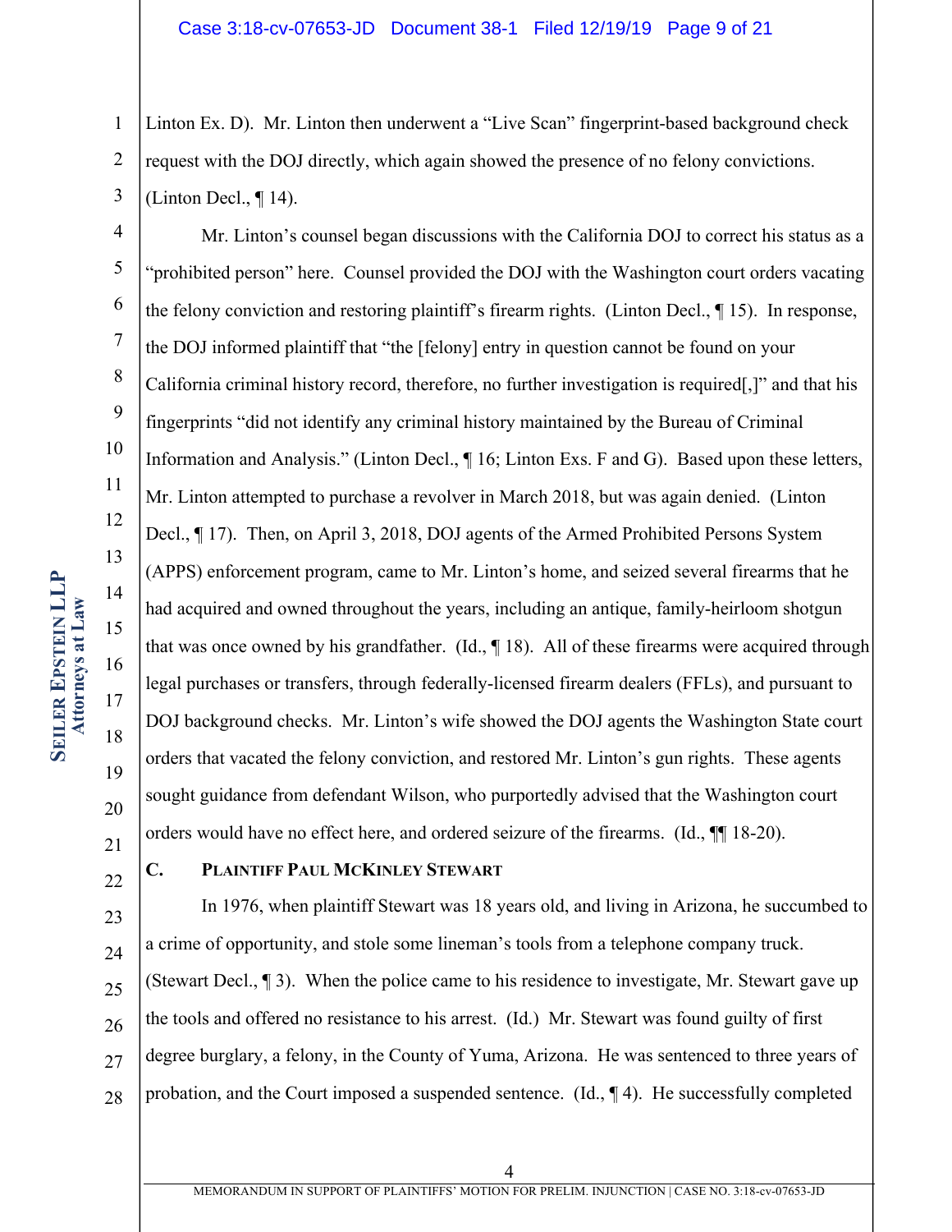Linton Ex. D). Mr. Linton then underwent a "Live Scan" fingerprint-based background check request with the DOJ directly, which again showed the presence of no felony convictions. (Linton Decl., ¶ 14).

Mr. Linton's counsel began discussions with the California DOJ to correct his status as a "prohibited person" here. Counsel provided the DOJ with the Washington court orders vacating the felony conviction and restoring plaintiff's firearm rights. (Linton Decl., ¶ 15). In response, the DOJ informed plaintiff that "the [felony] entry in question cannot be found on your California criminal history record, therefore, no further investigation is required[,]" and that his fingerprints "did not identify any criminal history maintained by the Bureau of Criminal Information and Analysis." (Linton Decl., ¶ 16; Linton Exs. F and G). Based upon these letters, Mr. Linton attempted to purchase a revolver in March 2018, but was again denied. (Linton Decl., ¶ 17). Then, on April 3, 2018, DOJ agents of the Armed Prohibited Persons System (APPS) enforcement program, came to Mr. Linton's home, and seized several firearms that he had acquired and owned throughout the years, including an antique, family-heirloom shotgun that was once owned by his grandfather. (Id., ¶ 18). All of these firearms were acquired through legal purchases or transfers, through federally-licensed firearm dealers (FFLs), and pursuant to DOJ background checks. Mr. Linton's wife showed the DOJ agents the Washington State court orders that vacated the felony conviction, and restored Mr. Linton's gun rights. These agents sought guidance from defendant Wilson, who purportedly advised that the Washington court orders would have no effect here, and ordered seizure of the firearms. (Id., ¶¶ 18-20).

### C. PLAINTIFF PAUL MCKINLEY STEWART

In 1976, when plaintiff Stewart was 18 years old, and living in Arizona, he succumbed to a crime of opportunity, and stole some lineman's tools from a telephone company truck. (Stewart Decl., ¶ 3). When the police came to his residence to investigate, Mr. Stewart gave up the tools and offered no resistance to his arrest. (Id.) Mr. Stewart was found guilty of first degree burglary, a felony, in the County of Yuma, Arizona. He was sentenced to three years of probation, and the Court imposed a suspended sentence. (Id., ¶ 4). He successfully completed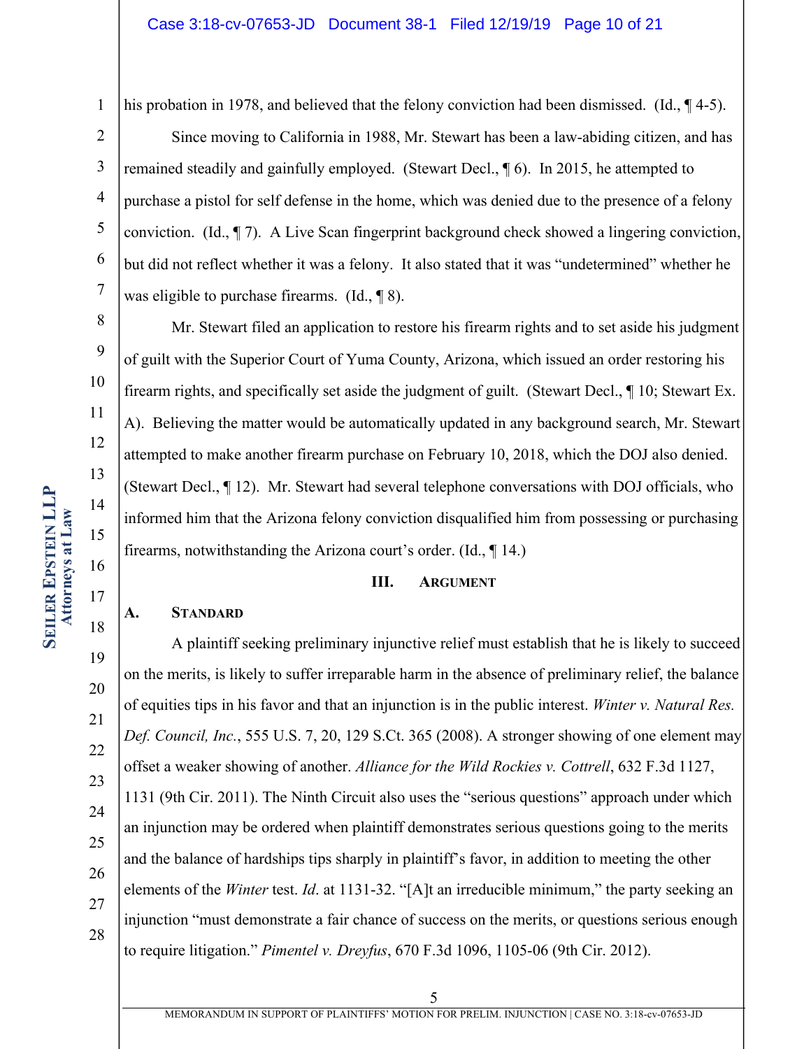his probation in 1978, and believed that the felony conviction had been dismissed. (Id., ¶ 4-5).

Since moving to California in 1988, Mr. Stewart has been a law-abiding citizen, and has remained steadily and gainfully employed. (Stewart Decl., ¶ 6). In 2015, he attempted to purchase a pistol for self defense in the home, which was denied due to the presence of a felony conviction. (Id., ¶ 7). A Live Scan fingerprint background check showed a lingering conviction, but did not reflect whether it was a felony. It also stated that it was "undetermined" whether he was eligible to purchase firearms. (Id., ¶ 8).

Mr. Stewart filed an application to restore his firearm rights and to set aside his judgment of guilt with the Superior Court of Yuma County, Arizona, which issued an order restoring his firearm rights, and specifically set aside the judgment of guilt. (Stewart Decl., ¶ 10; Stewart Ex. A). Believing the matter would be automatically updated in any background search, Mr. Stewart attempted to make another firearm purchase on February 10, 2018, which the DOJ also denied. (Stewart Decl., ¶ 12). Mr. Stewart had several telephone conversations with DOJ officials, who informed him that the Arizona felony conviction disqualified him from possessing or purchasing firearms, notwithstanding the Arizona court's order. (Id., ¶ 14.)

## III. ARGUMENT

### A. STANDARD

A plaintiff seeking preliminary injunctive relief must establish that he is likely to succeed on the merits, is likely to suffer irreparable harm in the absence of preliminary relief, the balance of equities tips in his favor and that an injunction is in the public interest. *Winter v. Natural Res. Def. Council, Inc.*, 555 U.S. 7, 20, 129 S.Ct. 365 (2008). A stronger showing of one element may offset a weaker showing of another. *Alliance for the Wild Rockies v. Cottrell*, 632 F.3d 1127, 1131 (9th Cir. 2011). The Ninth Circuit also uses the "serious questions" approach under which an injunction may be ordered when plaintiff demonstrates serious questions going to the merits and the balance of hardships tips sharply in plaintiff's favor, in addition to meeting the other elements of the *Winter* test. *Id*. at 1131-32. "[A]t an irreducible minimum," the party seeking an injunction "must demonstrate a fair chance of success on the merits, or questions serious enough to require litigation." *Pimentel v. Dreyfus*, 670 F.3d 1096, 1105-06 (9th Cir. 2012).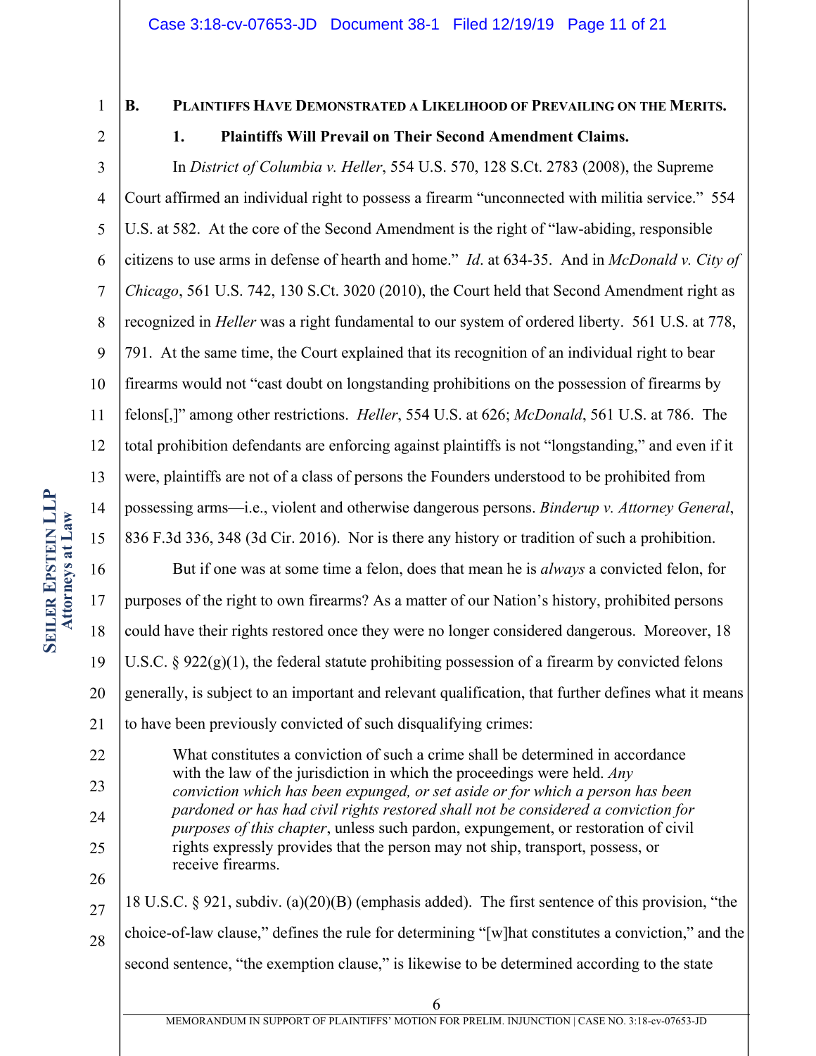### B. Plaintiffs Have Demonstrated a Likelihood of Prevailing on the Merits.

#### 1. Plaintiffs Will Prevail on Their Second Amendment Claims.

In *District of Columbia v. Heller*, 554 U.S. 570, 128 S.Ct. 2783 (2008), the Supreme Court affirmed an individual right to possess a firearm "unconnected with militia service." 554 U.S. at 582. At the core of the Second Amendment is the right of "law-abiding, responsible citizens to use arms in defense of hearth and home." *Id*. at 634-35. And in *McDonald v. City of Chicago*, 561 U.S. 742, 130 S.Ct. 3020 (2010), the Court held that Second Amendment right as recognized in *Heller* was a right fundamental to our system of ordered liberty. 561 U.S. at 778, 791. At the same time, the Court explained that its recognition of an individual right to bear firearms would not "cast doubt on longstanding prohibitions on the possession of firearms by felons[,]" among other restrictions. *Heller*, 554 U.S. at 626; *McDonald*, 561 U.S. at 786. The total prohibition defendants are enforcing against plaintiffs is not "longstanding," and even if it were, plaintiffs are not of a class of persons the Founders understood to be prohibited from possessing arms—i.e., violent and otherwise dangerous persons. *Binderup v. Attorney General*, 836 F.3d 336, 348 (3d Cir. 2016). Nor is there any history or tradition of such a prohibition.

But if one was at some time a felon, does that mean he is *always* a convicted felon, for purposes of the right to own firearms? As a matter of our Nation's history, prohibited persons could have their rights restored once they were no longer considered dangerous. Moreover, 18 U.S.C. § 922(g)(1), the federal statute prohibiting possession of a firearm by convicted felons generally, is subject to an important and relevant qualification, that further defines what it means to have been previously convicted of such disqualifying crimes:

> What constitutes a conviction of such a crime shall be determined in accordance with the law of the jurisdiction in which the proceedings were held. *Any conviction which has been expunged, or set aside or for which a person has been pardoned or has had civil rights restored shall not be considered a conviction for purposes of this chapter*, unless such pardon, expungement, or restoration of civil rights expressly provides that the person may not ship, transport, possess, or receive firearms.

18 U.S.C. § 921, subdiv. (a)(20)(B) (emphasis added). The first sentence of this provision, "the choice-of-law clause," defines the rule for determining "[w]hat constitutes a conviction," and the second sentence, "the exemption clause," is likewise to be determined according to the state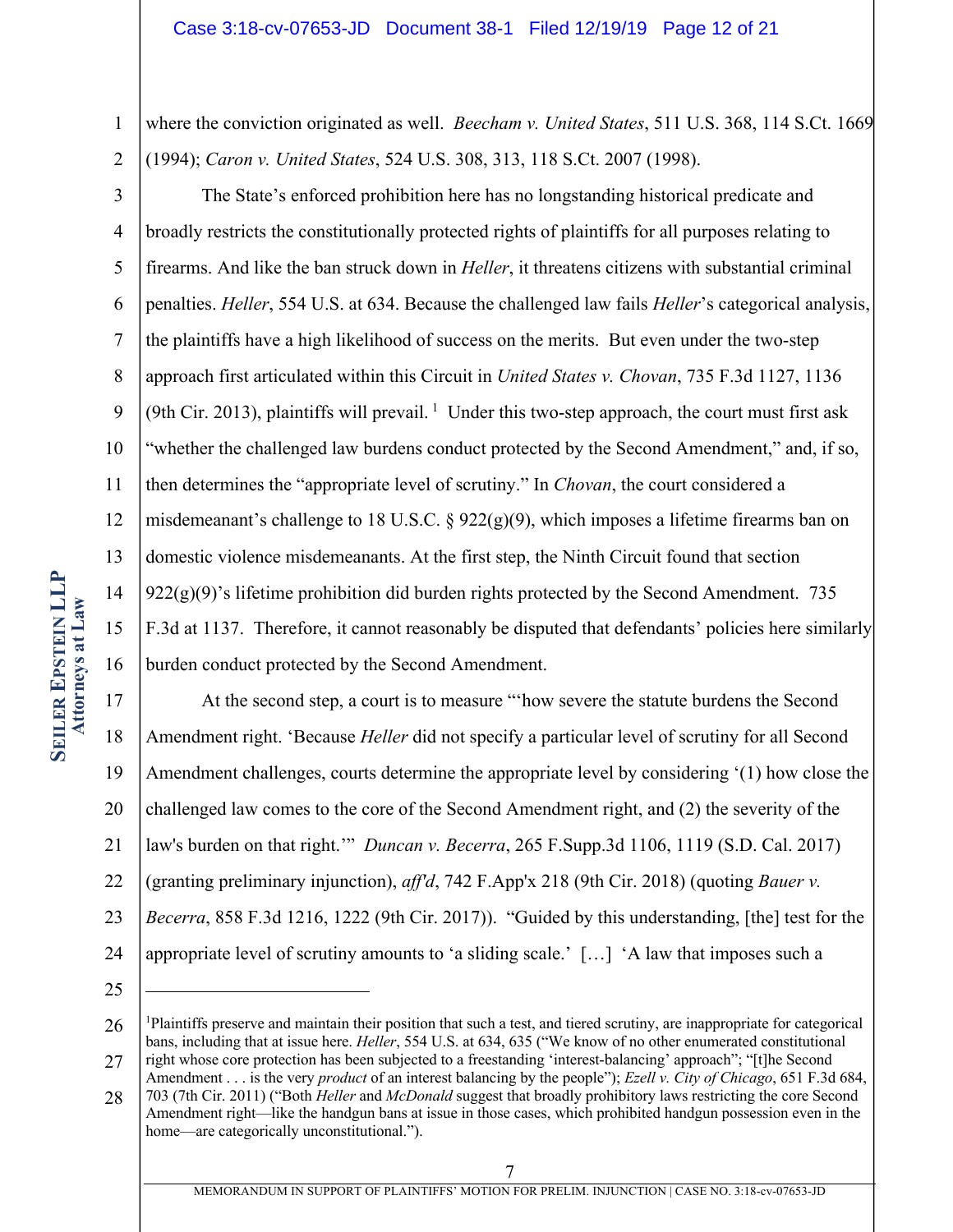where the conviction originated as well. *Beecham v. United States*, 511 U.S. 368, 114 S.Ct. 1669 (1994); *Caron v. United States*, 524 U.S. 308, 313, 118 S.Ct. 2007 (1998).

The State's enforced prohibition here has no longstanding historical predicate and broadly restricts the constitutionally protected rights of plaintiffs for all purposes relating to firearms. And like the ban struck down in *Heller*, it threatens citizens with substantial criminal penalties. *Heller*, 554 U.S. at 634. Because the challenged law fails *Heller*'s categorical analysis, the plaintiffs have a high likelihood of success on the merits. But even under the two-step approach first articulated within this Circuit in *United States v. Chovan*, 735 F.3d 1127, 1136 (9th Cir. 2013), plaintiffs will prevail.[1] Under this two-step approach, the court must first ask "whether the challenged law burdens conduct protected by the Second Amendment," and, if so, then determines the "appropriate level of scrutiny." In *Chovan*, the court considered a misdemeanant's challenge to 18 U.S.C. § 922(g)(9), which imposes a lifetime firearms ban on domestic violence misdemeanants. At the first step, the Ninth Circuit found that section 922(g)(9)'s lifetime prohibition did burden rights protected by the Second Amendment. 735 F.3d at 1137. Therefore, it cannot reasonably be disputed that defendants' policies here similarly burden conduct protected by the Second Amendment.

At the second step, a court is to measure "'how severe the statute burdens the Second Amendment right. 'Because *Heller* did not specify a particular level of scrutiny for all Second Amendment challenges, courts determine the appropriate level by considering '(1) how close the challenged law comes to the core of the Second Amendment right, and (2) the severity of the law's burden on that right.'" *Duncan v. Becerra*, 265 F.Supp.3d 1106, 1119 (S.D. Cal. 2017) (granting preliminary injunction), *aff'd*, 742 F.App'x 218 (9th Cir. 2018) (quoting *Bauer v. Becerra*, 858 F.3d 1216, 1222 (9th Cir. 2017)). "Guided by this understanding, [the] test for the appropriate level of scrutiny amounts to 'a sliding scale.' […] 'A law that imposes such a

---

[1] Plaintiffs preserve and maintain their position that such a test, and tiered scrutiny, are inappropriate for categorical bans, including that at issue here. *Heller*, 554 U.S. at 634, 635 ("We know of no other enumerated constitutional right whose core protection has been subjected to a freestanding 'interest-balancing' approach"; "[t]he Second Amendment . . . is the very *product* of an interest balancing by the people"); *Ezell v. City of Chicago*, 651 F.3d 684, 703 (7th Cir. 2011) ("Both *Heller* and *McDonald* suggest that broadly prohibitory laws restricting the core Second Amendment right—like the handgun bans at issue in those cases, which prohibited handgun possession even in the home—are categorically unconstitutional.").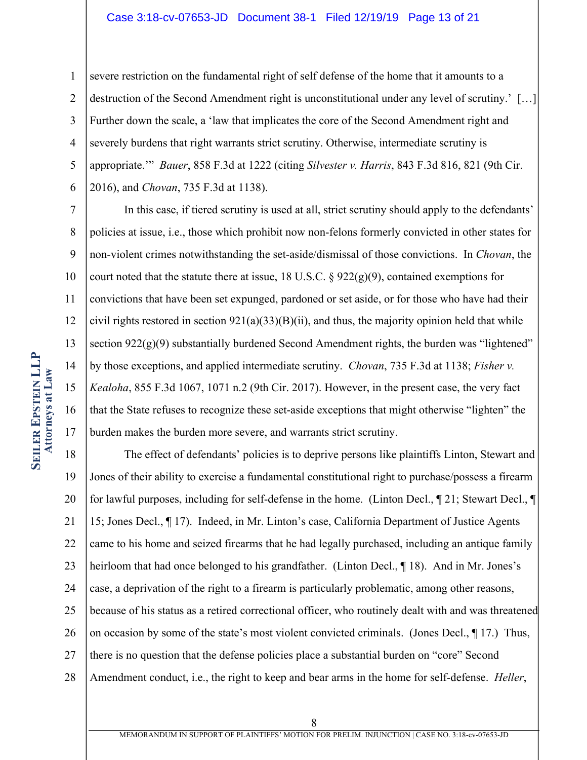severe restriction on the fundamental right of self defense of the home that it amounts to a destruction of the Second Amendment right is unconstitutional under any level of scrutiny.' […] Further down the scale, a 'law that implicates the core of the Second Amendment right and severely burdens that right warrants strict scrutiny. Otherwise, intermediate scrutiny is appropriate.'" *Bauer*, 858 F.3d at 1222 (citing *Silvester v. Harris*, 843 F.3d 816, 821 (9th Cir. 2016), and *Chovan*, 735 F.3d at 1138).

In this case, if tiered scrutiny is used at all, strict scrutiny should apply to the defendants' policies at issue, i.e., those which prohibit now non-felons formerly convicted in other states for non-violent crimes notwithstanding the set-aside/dismissal of those convictions. In *Chovan*, the court noted that the statute there at issue, 18 U.S.C. § 922(g)(9), contained exemptions for convictions that have been set expunged, pardoned or set aside, or for those who have had their civil rights restored in section 921(a)(33)(B)(ii), and thus, the majority opinion held that while section 922(g)(9) substantially burdened Second Amendment rights, the burden was "lightened" by those exceptions, and applied intermediate scrutiny. *Chovan*, 735 F.3d at 1138; *Fisher v. Kealoha*, 855 F.3d 1067, 1071 n.2 (9th Cir. 2017). However, in the present case, the very fact that the State refuses to recognize these set-aside exceptions that might otherwise "lighten" the burden makes the burden more severe, and warrants strict scrutiny.

The effect of defendants' policies is to deprive persons like plaintiffs Linton, Stewart and Jones of their ability to exercise a fundamental constitutional right to purchase/possess a firearm for lawful purposes, including for self-defense in the home. (Linton Decl., ¶ 21; Stewart Decl., ¶ 15; Jones Decl., ¶ 17). Indeed, in Mr. Linton's case, California Department of Justice Agents came to his home and seized firearms that he had legally purchased, including an antique family heirloom that had once belonged to his grandfather. (Linton Decl., ¶ 18). And in Mr. Jones's case, a deprivation of the right to a firearm is particularly problematic, among other reasons, because of his status as a retired correctional officer, who routinely dealt with and was threatened on occasion by some of the state's most violent convicted criminals. (Jones Decl., ¶ 17.) Thus, there is no question that the defense policies place a substantial burden on "core" Second Amendment conduct, i.e., the right to keep and bear arms in the home for self-defense. *Heller*,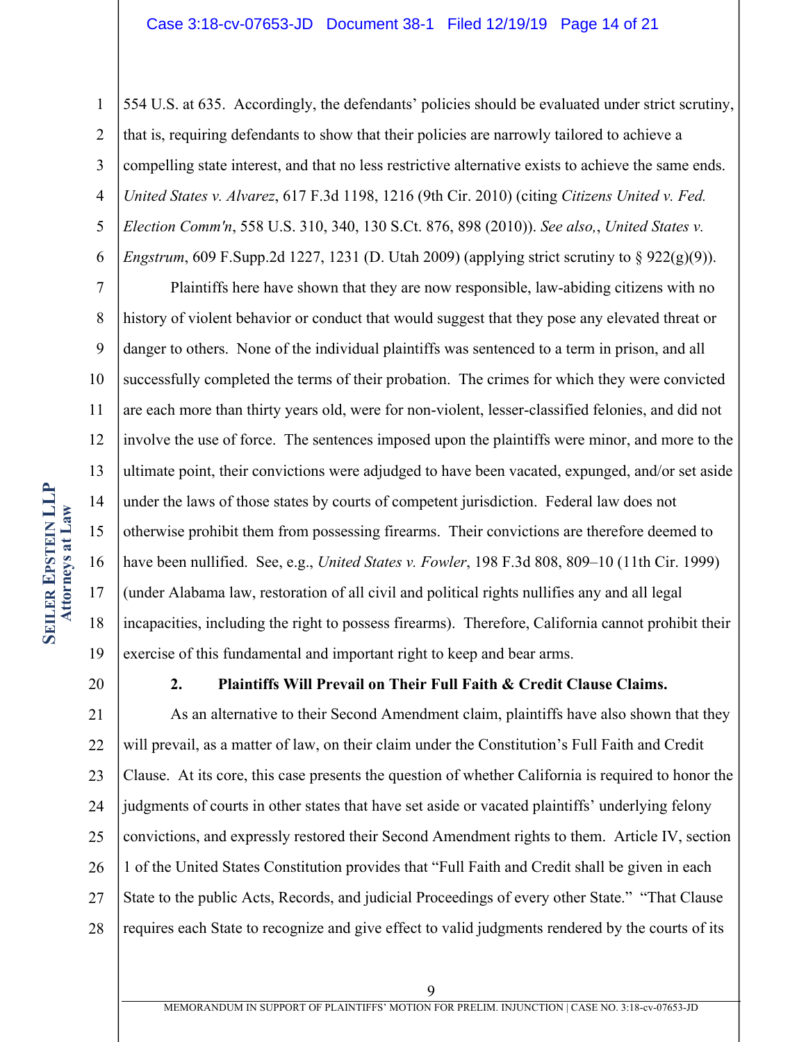554 U.S. at 635. Accordingly, the defendants' policies should be evaluated under strict scrutiny, that is, requiring defendants to show that their policies are narrowly tailored to achieve a compelling state interest, and that no less restrictive alternative exists to achieve the same ends. *United States v. Alvarez*, 617 F.3d 1198, 1216 (9th Cir. 2010) (citing *Citizens United v. Fed. Election Comm'n*, 558 U.S. 310, 340, 130 S.Ct. 876, 898 (2010)). *See also,*, *United States v. Engstrum*, 609 F.Supp.2d 1227, 1231 (D. Utah 2009) (applying strict scrutiny to § 922(g)(9)).

Plaintiffs here have shown that they are now responsible, law-abiding citizens with no history of violent behavior or conduct that would suggest that they pose any elevated threat or danger to others. None of the individual plaintiffs was sentenced to a term in prison, and all successfully completed the terms of their probation. The crimes for which they were convicted are each more than thirty years old, were for non-violent, lesser-classified felonies, and did not involve the use of force. The sentences imposed upon the plaintiffs were minor, and more to the ultimate point, their convictions were adjudged to have been vacated, expunged, and/or set aside under the laws of those states by courts of competent jurisdiction. Federal law does not otherwise prohibit them from possessing firearms. Their convictions are therefore deemed to have been nullified. See, e.g., *United States v. Fowler*, 198 F.3d 808, 809–10 (11th Cir. 1999) (under Alabama law, restoration of all civil and political rights nullifies any and all legal incapacities, including the right to possess firearms). Therefore, California cannot prohibit their exercise of this fundamental and important right to keep and bear arms.

### 2. Plaintiffs Will Prevail on Their Full Faith & Credit Clause Claims.

As an alternative to their Second Amendment claim, plaintiffs have also shown that they will prevail, as a matter of law, on their claim under the Constitution's Full Faith and Credit Clause. At its core, this case presents the question of whether California is required to honor the judgments of courts in other states that have set aside or vacated plaintiffs' underlying felony convictions, and expressly restored their Second Amendment rights to them. Article IV, section 1 of the United States Constitution provides that "Full Faith and Credit shall be given in each State to the public Acts, Records, and judicial Proceedings of every other State." "That Clause requires each State to recognize and give effect to valid judgments rendered by the courts of its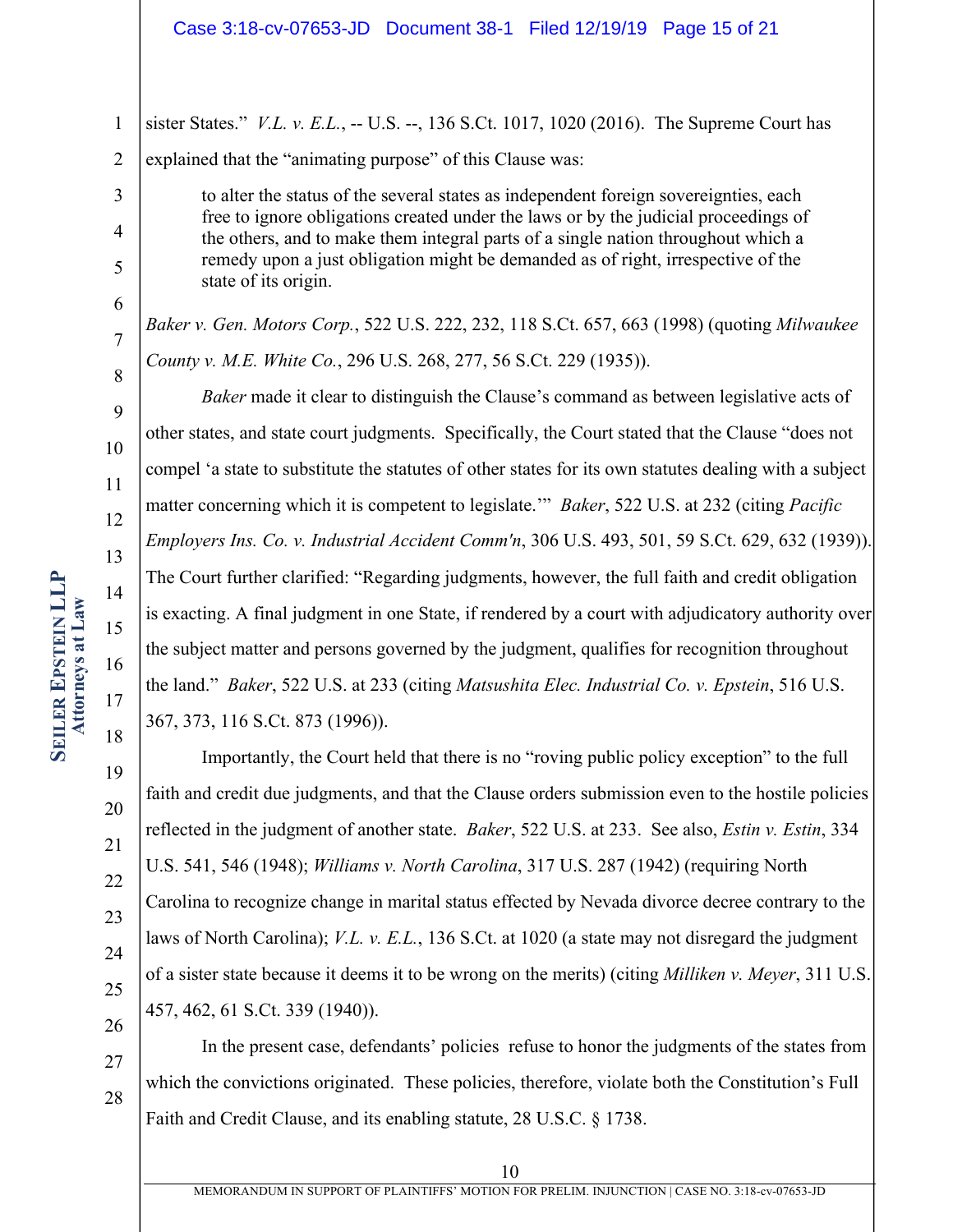sister States." *V.L. v. E.L.*, -- U.S. --, 136 S.Ct. 1017, 1020 (2016). The Supreme Court has explained that the "animating purpose" of this Clause was:

> to alter the status of the several states as independent foreign sovereignties, each free to ignore obligations created under the laws or by the judicial proceedings of the others, and to make them integral parts of a single nation throughout which a remedy upon a just obligation might be demanded as of right, irrespective of the state of its origin.

*Baker v. Gen. Motors Corp.*, 522 U.S. 222, 232, 118 S.Ct. 657, 663 (1998) (quoting *Milwaukee County v. M.E. White Co.*, 296 U.S. 268, 277, 56 S.Ct. 229 (1935)).

*Baker* made it clear to distinguish the Clause's command as between legislative acts of other states, and state court judgments. Specifically, the Court stated that the Clause "does not compel 'a state to substitute the statutes of other states for its own statutes dealing with a subject matter concerning which it is competent to legislate.'" *Baker*, 522 U.S. at 232 (citing *Pacific Employers Ins. Co. v. Industrial Accident Comm'n*, 306 U.S. 493, 501, 59 S.Ct. 629, 632 (1939)). The Court further clarified: "Regarding judgments, however, the full faith and credit obligation is exacting. A final judgment in one State, if rendered by a court with adjudicatory authority over the subject matter and persons governed by the judgment, qualifies for recognition throughout the land." *Baker*, 522 U.S. at 233 (citing *Matsushita Elec. Industrial Co. v. Epstein*, 516 U.S. 367, 373, 116 S.Ct. 873 (1996)).

Importantly, the Court held that there is no "roving public policy exception" to the full faith and credit due judgments, and that the Clause orders submission even to the hostile policies reflected in the judgment of another state. *Baker*, 522 U.S. at 233. See also, *Estin v. Estin*, 334 U.S. 541, 546 (1948); *Williams v. North Carolina*, 317 U.S. 287 (1942) (requiring North Carolina to recognize change in marital status effected by Nevada divorce decree contrary to the laws of North Carolina); *V.L. v. E.L.*, 136 S.Ct. at 1020 (a state may not disregard the judgment of a sister state because it deems it to be wrong on the merits) (citing *Milliken v. Meyer*, 311 U.S. 457, 462, 61 S.Ct. 339 (1940)).

In the present case, defendants' policies refuse to honor the judgments of the states from which the convictions originated. These policies, therefore, violate both the Constitution's Full Faith and Credit Clause, and its enabling statute, 28 U.S.C. § 1738.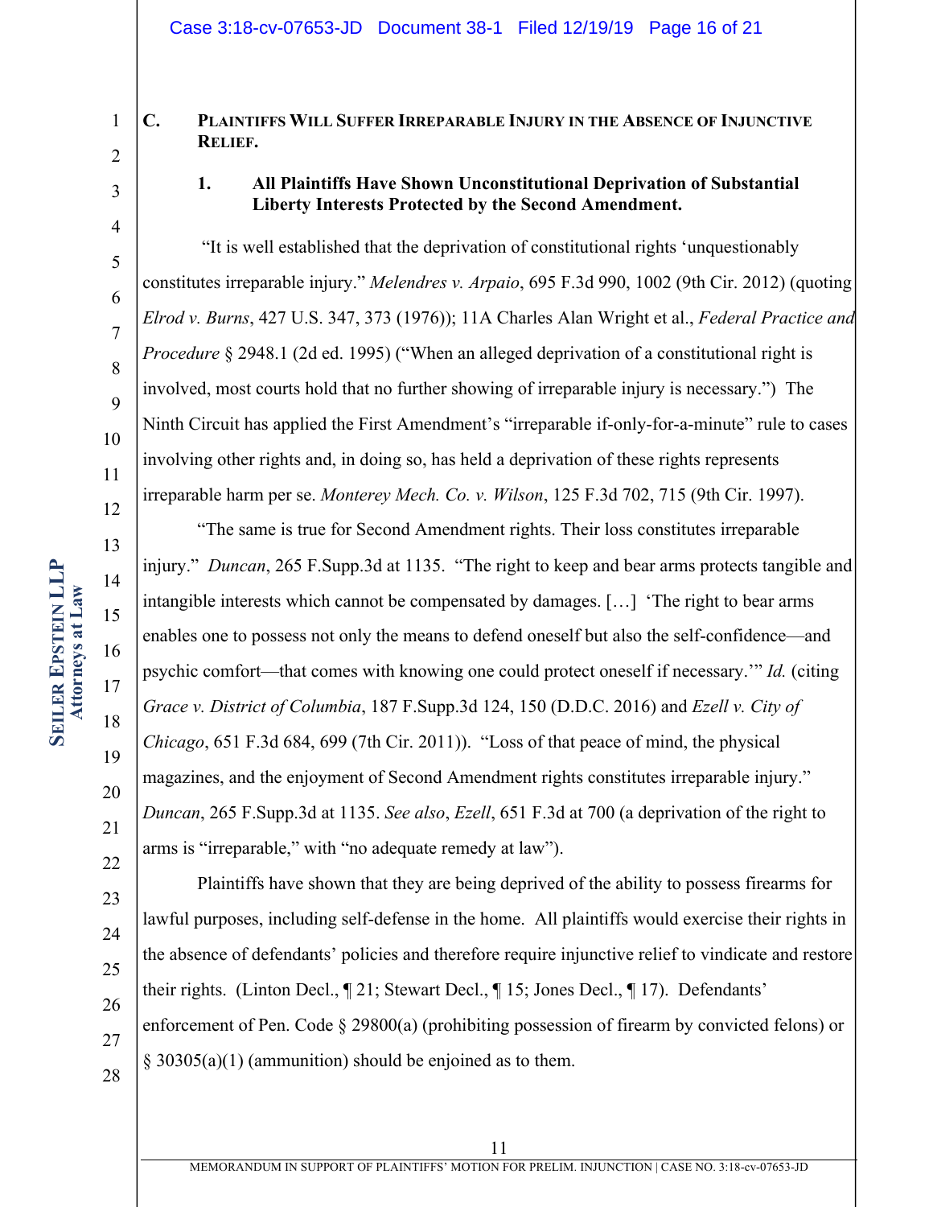### C. PLAINTIFFS WILL SUFFER IRREPARABLE INJURY IN THE ABSENCE OF INJUNCTIVE RELIEF.

#### 1. All Plaintiffs Have Shown Unconstitutional Deprivation of Substantial Liberty Interests Protected by the Second Amendment.

"It is well established that the deprivation of constitutional rights 'unquestionably constitutes irreparable injury." *Melendres v. Arpaio*, 695 F.3d 990, 1002 (9th Cir. 2012) (quoting *Elrod v. Burns*, 427 U.S. 347, 373 (1976)); 11A Charles Alan Wright et al., *Federal Practice and Procedure* § 2948.1 (2d ed. 1995) ("When an alleged deprivation of a constitutional right is involved, most courts hold that no further showing of irreparable injury is necessary.") The Ninth Circuit has applied the First Amendment's "irreparable if-only-for-a-minute" rule to cases involving other rights and, in doing so, has held a deprivation of these rights represents irreparable harm per se. *Monterey Mech. Co. v. Wilson*, 125 F.3d 702, 715 (9th Cir. 1997).

"The same is true for Second Amendment rights. Their loss constitutes irreparable injury." *Duncan*, 265 F.Supp.3d at 1135. "The right to keep and bear arms protects tangible and intangible interests which cannot be compensated by damages. […] 'The right to bear arms enables one to possess not only the means to defend oneself but also the self-confidence—and psychic comfort—that comes with knowing one could protect oneself if necessary.'" *Id.* (citing *Grace v. District of Columbia*, 187 F.Supp.3d 124, 150 (D.D.C. 2016) and *Ezell v. City of Chicago*, 651 F.3d 684, 699 (7th Cir. 2011)). "Loss of that peace of mind, the physical magazines, and the enjoyment of Second Amendment rights constitutes irreparable injury." *Duncan*, 265 F.Supp.3d at 1135. *See also*, *Ezell*, 651 F.3d at 700 (a deprivation of the right to arms is "irreparable," with "no adequate remedy at law").

Plaintiffs have shown that they are being deprived of the ability to possess firearms for lawful purposes, including self-defense in the home. All plaintiffs would exercise their rights in the absence of defendants' policies and therefore require injunctive relief to vindicate and restore their rights. (Linton Decl., ¶ 21; Stewart Decl., ¶ 15; Jones Decl., ¶ 17). Defendants' enforcement of Pen. Code § 29800(a) (prohibiting possession of firearm by convicted felons) or § 30305(a)(1) (ammunition) should be enjoined as to them.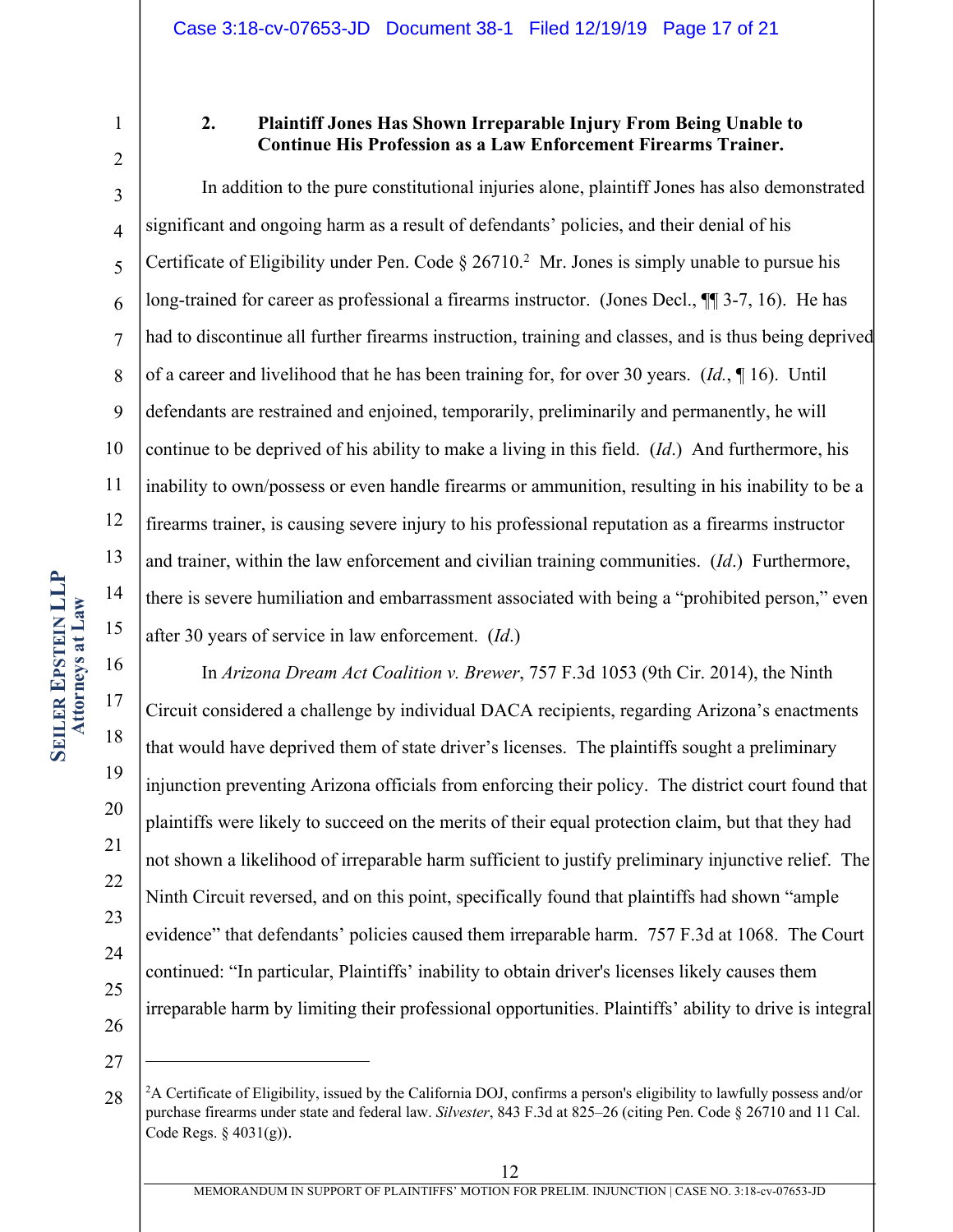### 2. Plaintiff Jones Has Shown Irreparable Injury From Being Unable to Continue His Profession as a Law Enforcement Firearms Trainer.

In addition to the pure constitutional injuries alone, plaintiff Jones has also demonstrated significant and ongoing harm as a result of defendants' policies, and their denial of his Certificate of Eligibility under Pen. Code § 26710.[2] Mr. Jones is simply unable to pursue his long-trained for career as professional a firearms instructor. (Jones Decl., ¶¶ 3-7, 16). He has had to discontinue all further firearms instruction, training and classes, and is thus being deprived of a career and livelihood that he has been training for, for over 30 years. (*Id.*, ¶ 16). Until defendants are restrained and enjoined, temporarily, preliminarily and permanently, he will continue to be deprived of his ability to make a living in this field. (*Id.*) And furthermore, his inability to own/possess or even handle firearms or ammunition, resulting in his inability to be a firearms trainer, is causing severe injury to his professional reputation as a firearms instructor and trainer, within the law enforcement and civilian training communities. (*Id.*) Furthermore, there is severe humiliation and embarrassment associated with being a "prohibited person," even after 30 years of service in law enforcement. (*Id.*)

In *Arizona Dream Act Coalition v. Brewer*, 757 F.3d 1053 (9th Cir. 2014), the Ninth Circuit considered a challenge by individual DACA recipients, regarding Arizona's enactments that would have deprived them of state driver's licenses. The plaintiffs sought a preliminary injunction preventing Arizona officials from enforcing their policy. The district court found that plaintiffs were likely to succeed on the merits of their equal protection claim, but that they had not shown a likelihood of irreparable harm sufficient to justify preliminary injunctive relief. The Ninth Circuit reversed, and on this point, specifically found that plaintiffs had shown "ample evidence" that defendants' policies caused them irreparable harm. 757 F.3d at 1068. The Court continued: "In particular, Plaintiffs' inability to obtain driver's licenses likely causes them irreparable harm by limiting their professional opportunities. Plaintiffs' ability to drive is integral

---

[2] A Certificate of Eligibility, issued by the California DOJ, confirms a person's eligibility to lawfully possess and/or purchase firearms under state and federal law. *Silvester*, 843 F.3d at 825–26 (citing Pen. Code § 26710 and 11 Cal. Code Regs. § 4031(g)).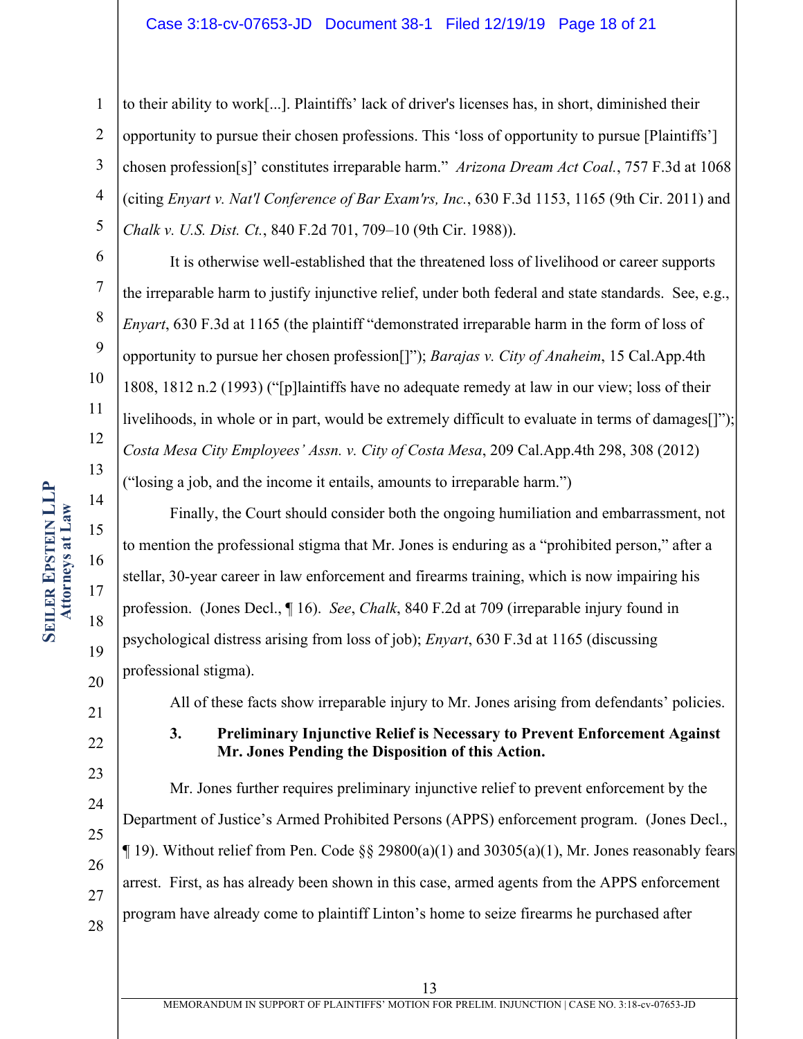to their ability to work[...]. Plaintiffs' lack of driver's licenses has, in short, diminished their opportunity to pursue their chosen professions. This 'loss of opportunity to pursue [Plaintiffs'] chosen profession[s]' constitutes irreparable harm." *Arizona Dream Act Coal.*, 757 F.3d at 1068 (citing *Enyart v. Nat'l Conference of Bar Exam'rs, Inc.*, 630 F.3d 1153, 1165 (9th Cir. 2011) and *Chalk v. U.S. Dist. Ct.*, 840 F.2d 701, 709–10 (9th Cir. 1988)).

It is otherwise well-established that the threatened loss of livelihood or career supports the irreparable harm to justify injunctive relief, under both federal and state standards. See, e.g., *Enyart*, 630 F.3d at 1165 (the plaintiff "demonstrated irreparable harm in the form of loss of opportunity to pursue her chosen profession[]"); *Barajas v. City of Anaheim*, 15 Cal.App.4th 1808, 1812 n.2 (1993) ("[p]laintiffs have no adequate remedy at law in our view; loss of their livelihoods, in whole or in part, would be extremely difficult to evaluate in terms of damages[]"); *Costa Mesa City Employees' Assn. v. City of Costa Mesa*, 209 Cal.App.4th 298, 308 (2012) ("losing a job, and the income it entails, amounts to irreparable harm.")

Finally, the Court should consider both the ongoing humiliation and embarrassment, not to mention the professional stigma that Mr. Jones is enduring as a "prohibited person," after a stellar, 30-year career in law enforcement and firearms training, which is now impairing his profession. (Jones Decl., ¶ 16). *See*, *Chalk*, 840 F.2d at 709 (irreparable injury found in psychological distress arising from loss of job); *Enyart*, 630 F.3d at 1165 (discussing professional stigma).

All of these facts show irreparable injury to Mr. Jones arising from defendants' policies.

**3. Preliminary Injunctive Relief is Necessary to Prevent Enforcement Against Mr. Jones Pending the Disposition of this Action.**

Mr. Jones further requires preliminary injunctive relief to prevent enforcement by the Department of Justice's Armed Prohibited Persons (APPS) enforcement program. (Jones Decl., ¶ 19). Without relief from Pen. Code §§ 29800(a)(1) and 30305(a)(1), Mr. Jones reasonably fears arrest. First, as has already been shown in this case, armed agents from the APPS enforcement program have already come to plaintiff Linton's home to seize firearms he purchased after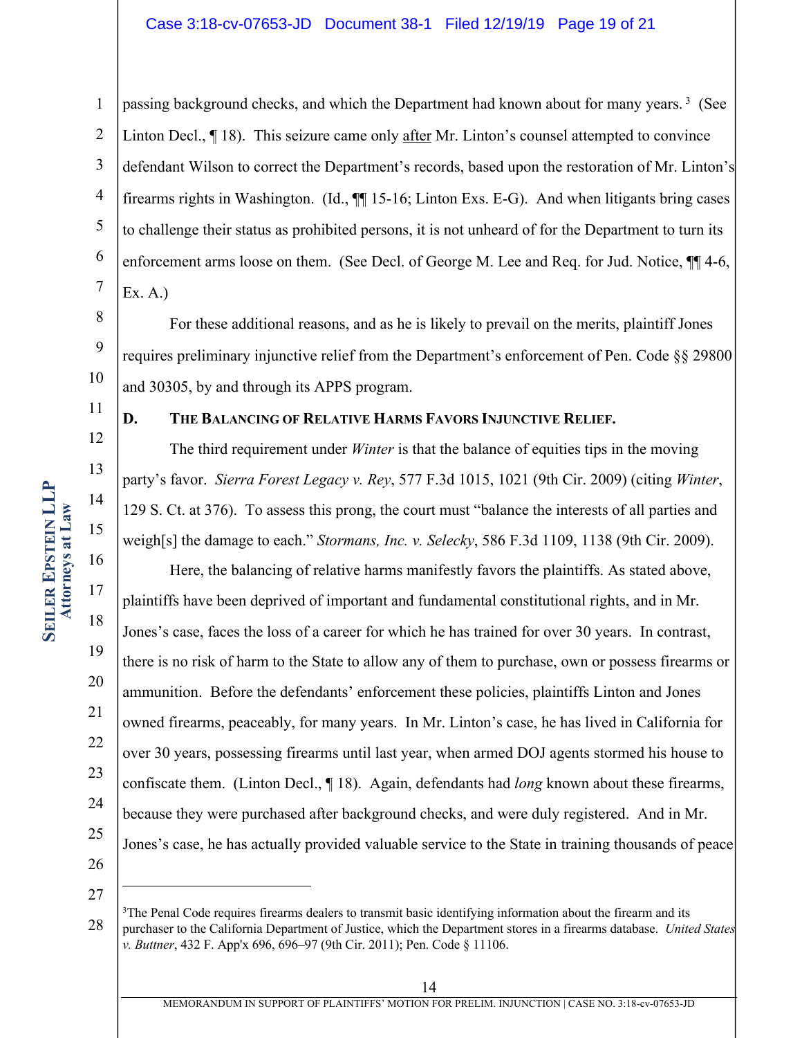passing background checks, and which the Department had known about for many years.[3] (See Linton Decl., ¶ 18). This seizure came only after Mr. Linton's counsel attempted to convince defendant Wilson to correct the Department's records, based upon the restoration of Mr. Linton's firearms rights in Washington. (Id., ¶¶ 15-16; Linton Exs. E-G). And when litigants bring cases to challenge their status as prohibited persons, it is not unheard of for the Department to turn its enforcement arms loose on them. (See Decl. of George M. Lee and Req. for Jud. Notice, ¶¶ 4-6, Ex. A.)

For these additional reasons, and as he is likely to prevail on the merits, plaintiff Jones requires preliminary injunctive relief from the Department's enforcement of Pen. Code §§ 29800 and 30305, by and through its APPS program.

### D. THE BALANCING OF RELATIVE HARMS FAVORS INJUNCTIVE RELIEF.

The third requirement under *Winter* is that the balance of equities tips in the moving party's favor. *Sierra Forest Legacy v. Rey*, 577 F.3d 1015, 1021 (9th Cir. 2009) (citing *Winter*, 129 S. Ct. at 376). To assess this prong, the court must "balance the interests of all parties and weigh[s] the damage to each." *Stormans, Inc. v. Selecky*, 586 F.3d 1109, 1138 (9th Cir. 2009).

Here, the balancing of relative harms manifestly favors the plaintiffs. As stated above, plaintiffs have been deprived of important and fundamental constitutional rights, and in Mr. Jones's case, faces the loss of a career for which he has trained for over 30 years. In contrast, there is no risk of harm to the State to allow any of them to purchase, own or possess firearms or ammunition. Before the defendants' enforcement these policies, plaintiffs Linton and Jones owned firearms, peaceably, for many years. In Mr. Linton's case, he has lived in California for over 30 years, possessing firearms until last year, when armed DOJ agents stormed his house to confiscate them. (Linton Decl., ¶ 18). Again, defendants had *long* known about these firearms, because they were purchased after background checks, and were duly registered. And in Mr. Jones's case, he has actually provided valuable service to the State in training thousands of peace

---

[3] The Penal Code requires firearms dealers to transmit basic identifying information about the firearm and its purchaser to the California Department of Justice, which the Department stores in a firearms database. *United States v. Buttner*, 432 F. App'x 696, 696–97 (9th Cir. 2011); Pen. Code § 11106.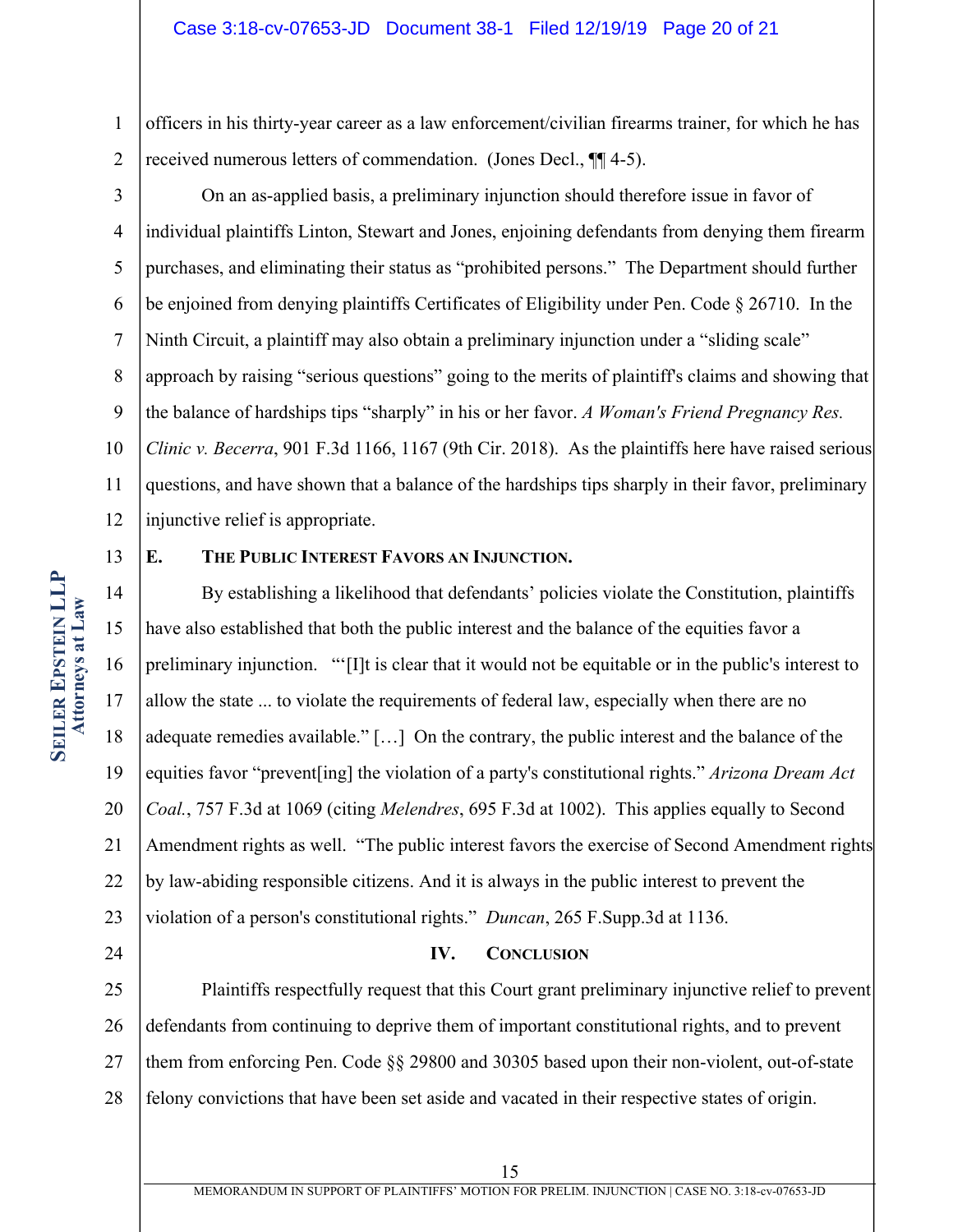officers in his thirty-year career as a law enforcement/civilian firearms trainer, for which he has received numerous letters of commendation. (Jones Decl., ¶¶ 4-5).

On an as-applied basis, a preliminary injunction should therefore issue in favor of individual plaintiffs Linton, Stewart and Jones, enjoining defendants from denying them firearm purchases, and eliminating their status as "prohibited persons." The Department should further be enjoined from denying plaintiffs Certificates of Eligibility under Pen. Code § 26710. In the Ninth Circuit, a plaintiff may also obtain a preliminary injunction under a "sliding scale" approach by raising "serious questions" going to the merits of plaintiff's claims and showing that the balance of hardships tips "sharply" in his or her favor. *A Woman's Friend Pregnancy Res. Clinic v. Becerra*, 901 F.3d 1166, 1167 (9th Cir. 2018). As the plaintiffs here have raised serious questions, and have shown that a balance of the hardships tips sharply in their favor, preliminary injunctive relief is appropriate.

### E. The Public Interest Favors an Injunction.

By establishing a likelihood that defendants' policies violate the Constitution, plaintiffs have also established that both the public interest and the balance of the equities favor a preliminary injunction. "'[I]t is clear that it would not be equitable or in the public's interest to allow the state ... to violate the requirements of federal law, especially when there are no adequate remedies available." […] On the contrary, the public interest and the balance of the equities favor "prevent[ing] the violation of a party's constitutional rights." *Arizona Dream Act Coal.*, 757 F.3d at 1069 (citing *Melendres*, 695 F.3d at 1002). This applies equally to Second Amendment rights as well. "The public interest favors the exercise of Second Amendment rights by law-abiding responsible citizens. And it is always in the public interest to prevent the violation of a person's constitutional rights." *Duncan*, 265 F.Supp.3d at 1136.

## IV. Conclusion

Plaintiffs respectfully request that this Court grant preliminary injunctive relief to prevent defendants from continuing to deprive them of important constitutional rights, and to prevent them from enforcing Pen. Code §§ 29800 and 30305 based upon their non-violent, out-of-state felony convictions that have been set aside and vacated in their respective states of origin.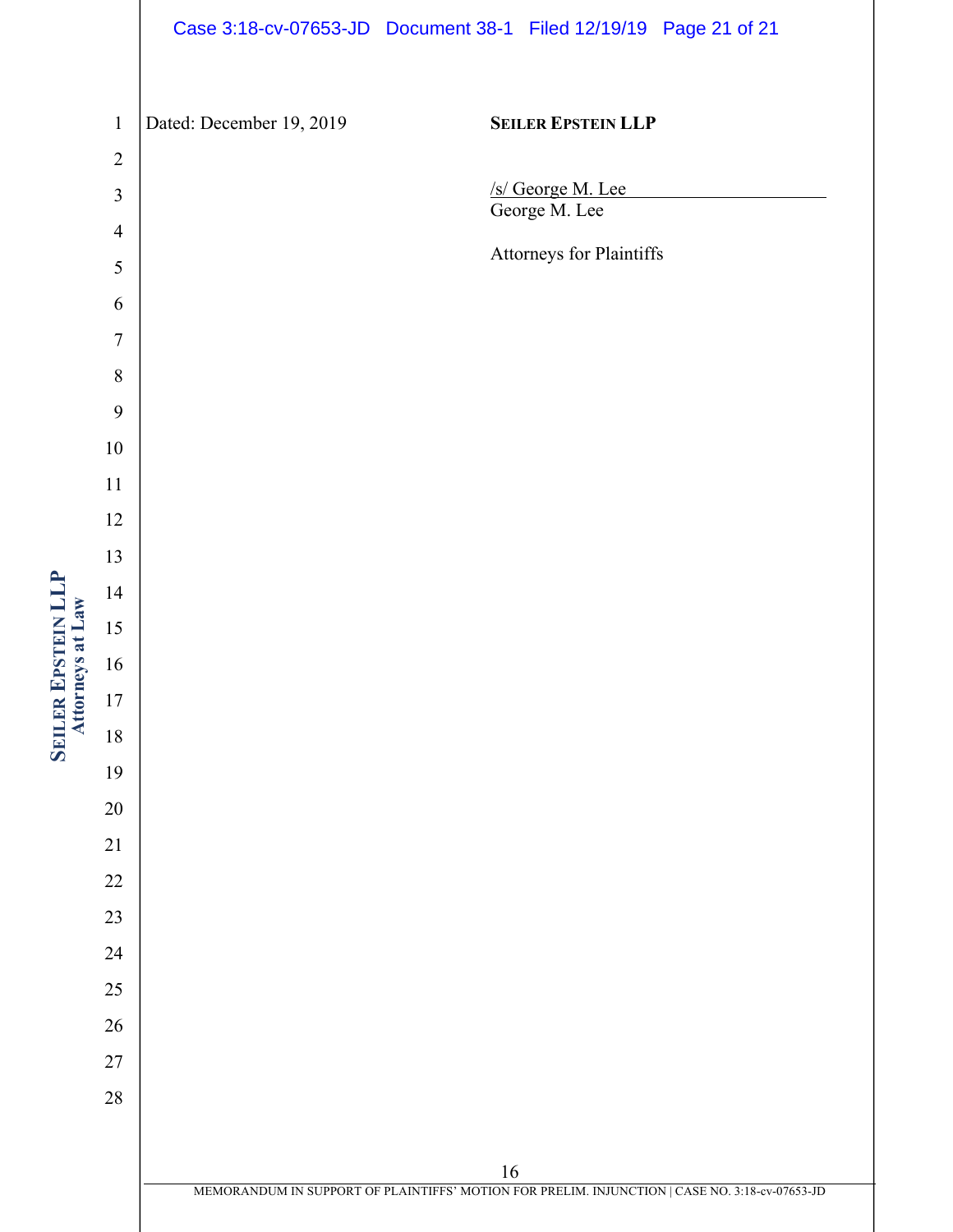Dated: December 19, 2019

**SEILER EPSTEIN LLP**

/s/ George M. Lee
George M. Lee

Attorneys for Plaintiffs